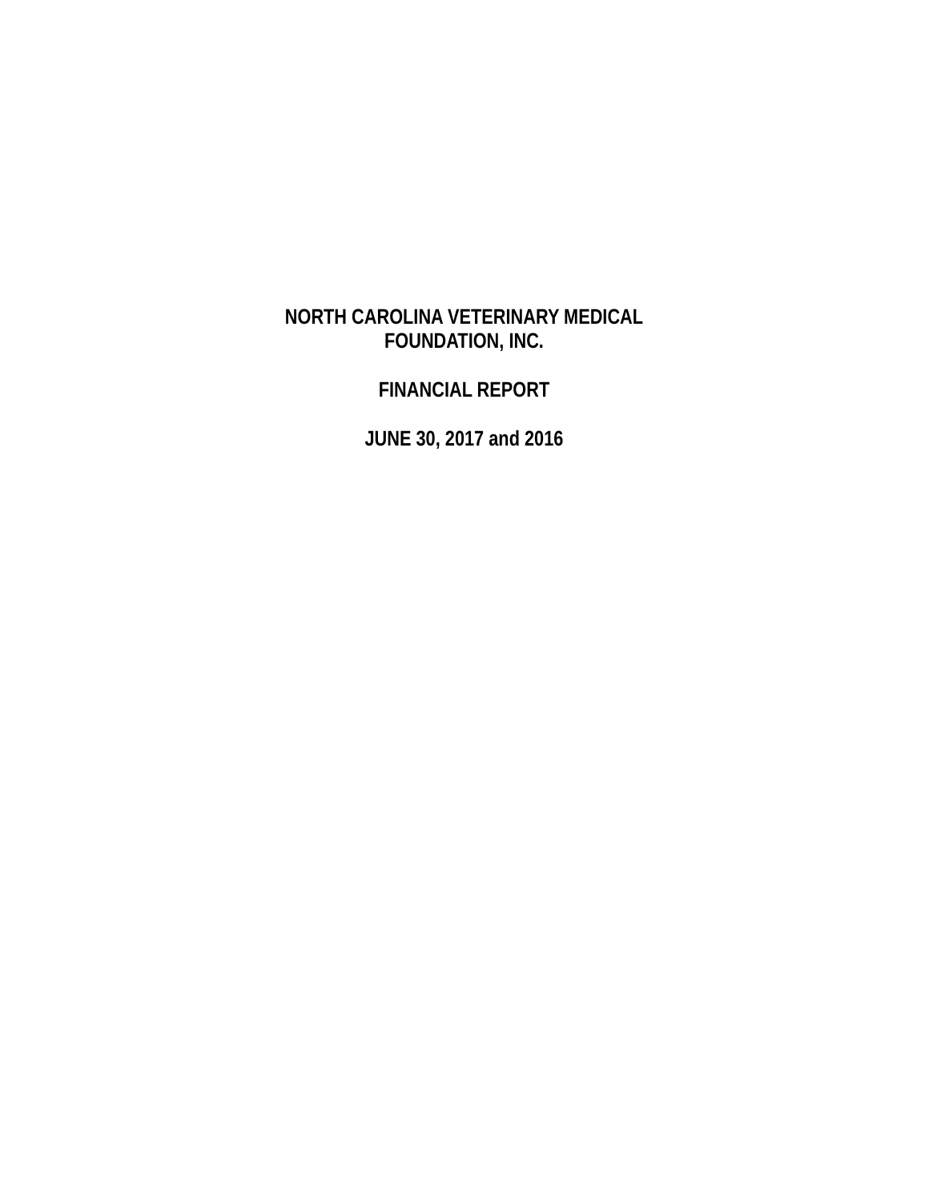# NORTH CAROLINA VETERINARY MEDICAL FOUNDATION, INC.

## FINANCIAL REPORT

## JUNE 30, 2017 and 2016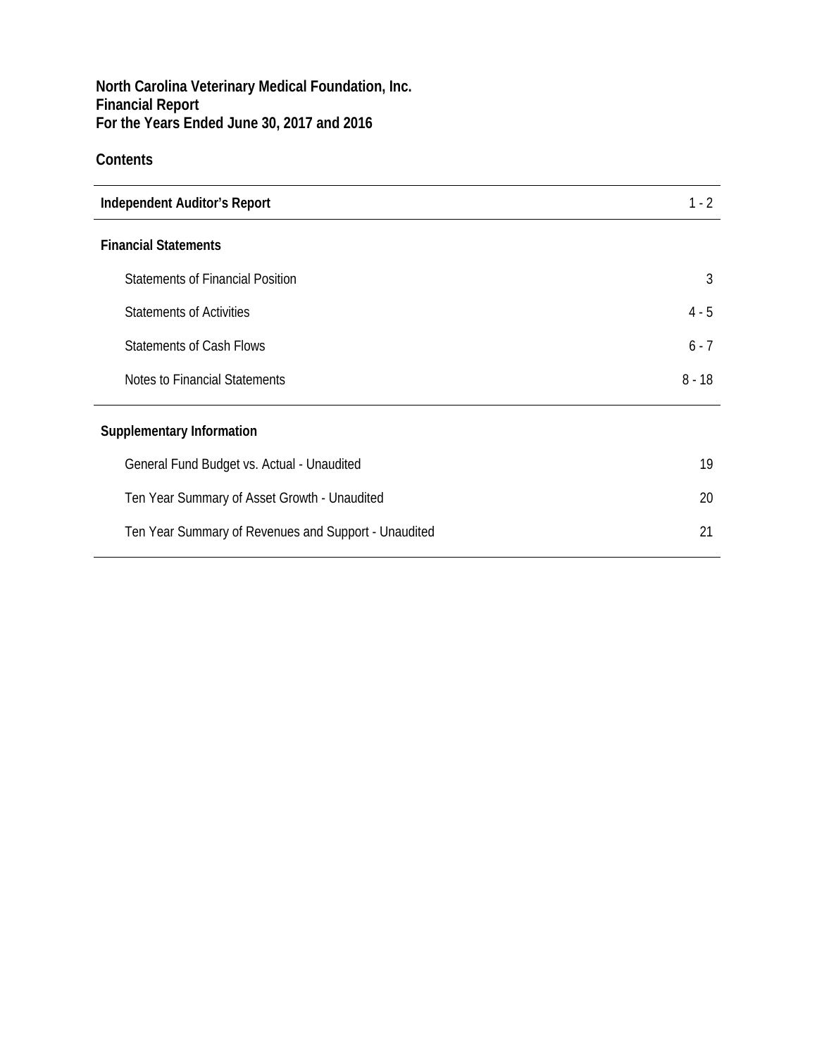**North Carolina Veterinary Medical Foundation, Inc.**
**Financial Report**
**For the Years Ended June 30, 2017 and 2016**

## Contents

| | |
|---|---|
| **Independent Auditor's Report** | 1 - 2 |
| **Financial Statements** | |
| Statements of Financial Position | 3 |
| Statements of Activities | 4 - 5 |
| Statements of Cash Flows | 6 - 7 |
| Notes to Financial Statements | 8 - 18 |
| **Supplementary Information** | |
| General Fund Budget vs. Actual - Unaudited | 19 |
| Ten Year Summary of Asset Growth - Unaudited | 20 |
| Ten Year Summary of Revenues and Support - Unaudited | 21 |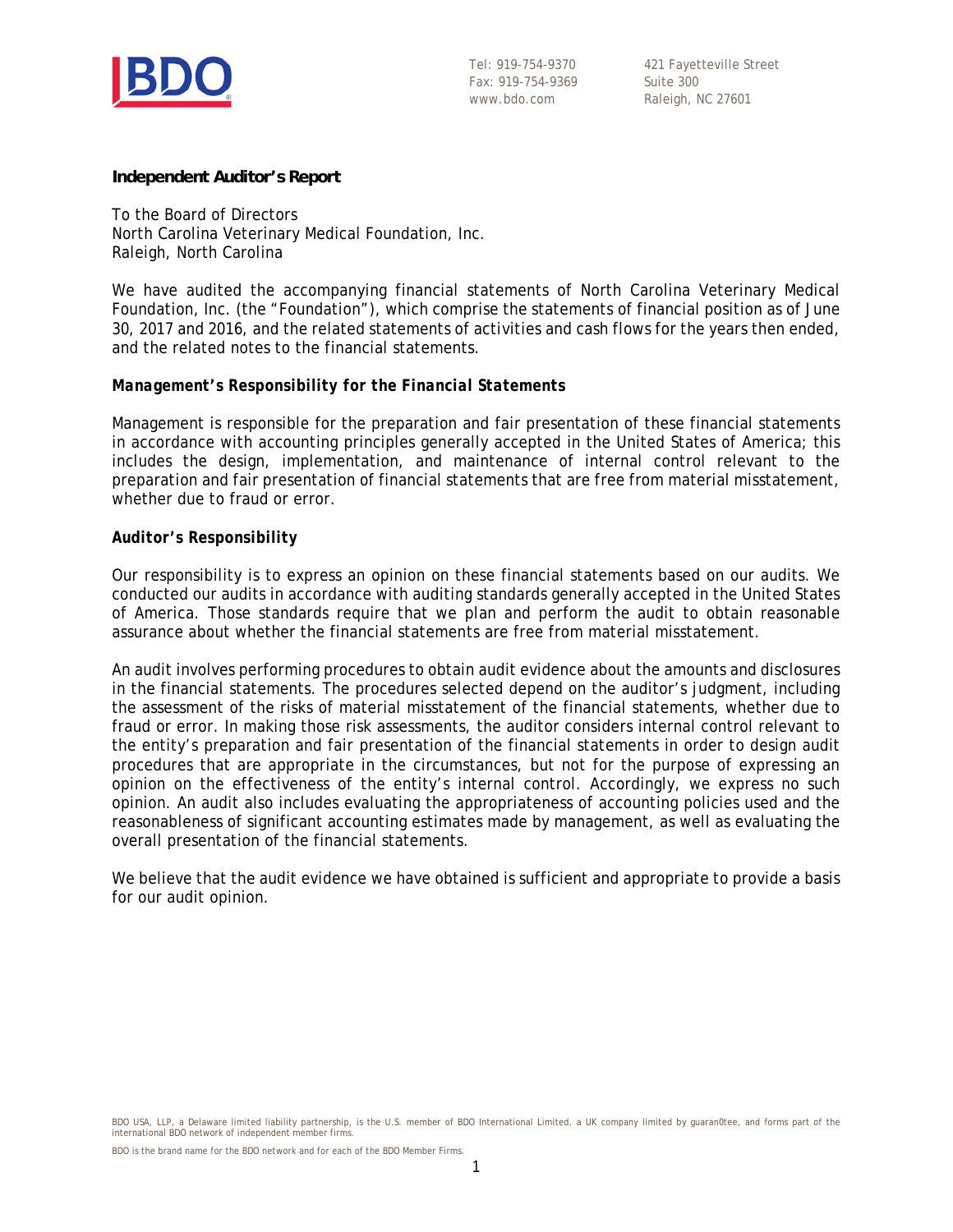**Independent Auditor's Report**

To the Board of Directors
North Carolina Veterinary Medical Foundation, Inc.
Raleigh, North Carolina

We have audited the accompanying financial statements of North Carolina Veterinary Medical Foundation, Inc. (the "Foundation"), which comprise the statements of financial position as of June 30, 2017 and 2016, and the related statements of activities and cash flows for the years then ended, and the related notes to the financial statements.

***Management's Responsibility for the Financial Statements***

Management is responsible for the preparation and fair presentation of these financial statements in accordance with accounting principles generally accepted in the United States of America; this includes the design, implementation, and maintenance of internal control relevant to the preparation and fair presentation of financial statements that are free from material misstatement, whether due to fraud or error.

**Auditor's Responsibility**

Our responsibility is to express an opinion on these financial statements based on our audits. We conducted our audits in accordance with auditing standards generally accepted in the United States of America. Those standards require that we plan and perform the audit to obtain reasonable assurance about whether the financial statements are free from material misstatement.

An audit involves performing procedures to obtain audit evidence about the amounts and disclosures in the financial statements. The procedures selected depend on the auditor's judgment, including the assessment of the risks of material misstatement of the financial statements, whether due to fraud or error. In making those risk assessments, the auditor considers internal control relevant to the entity's preparation and fair presentation of the financial statements in order to design audit procedures that are appropriate in the circumstances, but not for the purpose of expressing an opinion on the effectiveness of the entity's internal control. Accordingly, we express no such opinion. An audit also includes evaluating the appropriateness of accounting policies used and the reasonableness of significant accounting estimates made by management, as well as evaluating the overall presentation of the financial statements.

We believe that the audit evidence we have obtained is sufficient and appropriate to provide a basis for our audit opinion.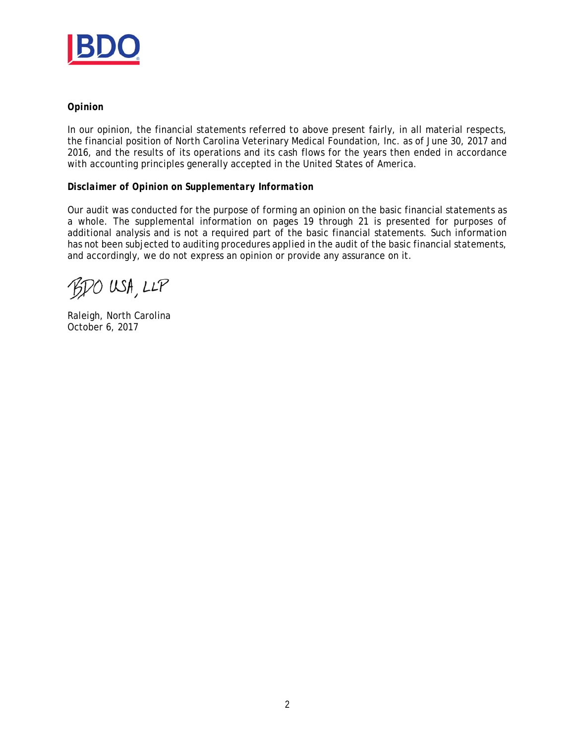**Opinion**

In our opinion, the financial statements referred to above present fairly, in all material respects, the financial position of North Carolina Veterinary Medical Foundation, Inc. as of June 30, 2017 and 2016, and the results of its operations and its cash flows for the years then ended in accordance with accounting principles generally accepted in the United States of America.

***Disclaimer of Opinion on Supplementary Information***

Our audit was conducted for the purpose of forming an opinion on the basic financial statements as a whole. The supplemental information on pages 19 through 21 is presented for purposes of additional analysis and is not a required part of the basic financial statements. Such information has not been subjected to auditing procedures applied in the audit of the basic financial statements, and accordingly, we do not express an opinion or provide any assurance on it.

BDO USA, LLP

Raleigh, North Carolina
October 6, 2017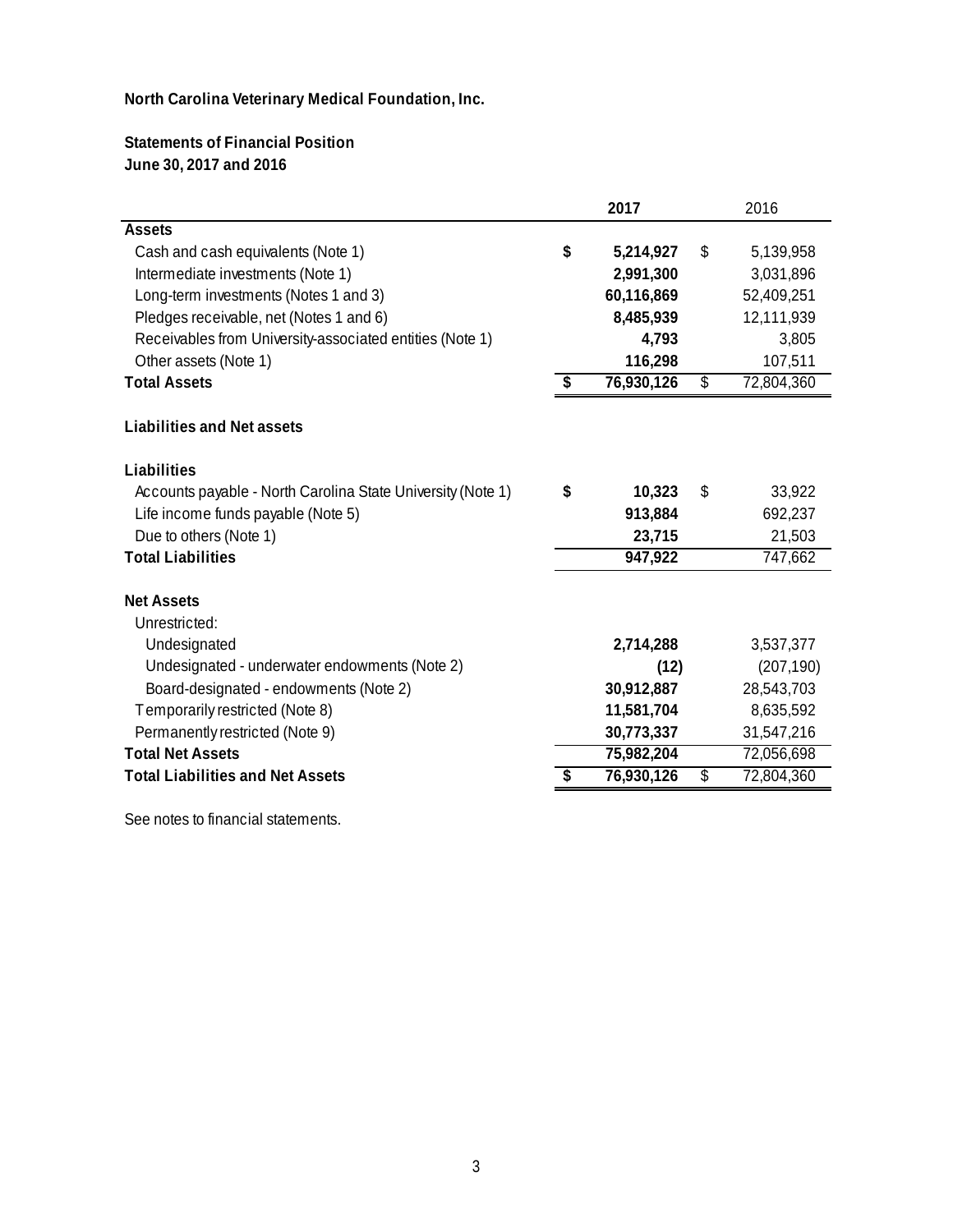**North Carolina Veterinary Medical Foundation, Inc.**

**Statements of Financial Position**
**June 30, 2017 and 2016**

| | 2017 | 2016 |
|---|---|---|
| **Assets** | | |
| Cash and cash equivalents (Note 1) | $ 5,214,927 | $ 5,139,958 |
| Intermediate investments (Note 1) | 2,991,300 | 3,031,896 |
| Long-term investments (Notes 1 and 3) | 60,116,869 | 52,409,251 |
| Pledges receivable, net (Notes 1 and 6) | 8,485,939 | 12,111,939 |
| Receivables from University-associated entities (Note 1) | 4,793 | 3,805 |
| Other assets (Note 1) | 116,298 | 107,511 |
| **Total Assets** | $ 76,930,126 | $ 72,804,360 |
| **Liabilities and Net assets** | | |
| **Liabilities** | | |
| Accounts payable - North Carolina State University (Note 1) | $ 10,323 | $ 33,922 |
| Life income funds payable (Note 5) | 913,884 | 692,237 |
| Due to others (Note 1) | 23,715 | 21,503 |
| **Total Liabilities** | 947,922 | 747,662 |
| **Net Assets** | | |
| Unrestricted: | | |
| Undesignated | 2,714,288 | 3,537,377 |
| Undesignated - underwater endowments (Note 2) | (12) | (207,190) |
| Board-designated - endowments (Note 2) | 30,912,887 | 28,543,703 |
| Temporarily restricted (Note 8) | 11,581,704 | 8,635,592 |
| Permanently restricted (Note 9) | 30,773,337 | 31,547,216 |
| **Total Net Assets** | 75,982,204 | 72,056,698 |
| **Total Liabilities and Net Assets** | $ 76,930,126 | $ 72,804,360 |

See notes to financial statements.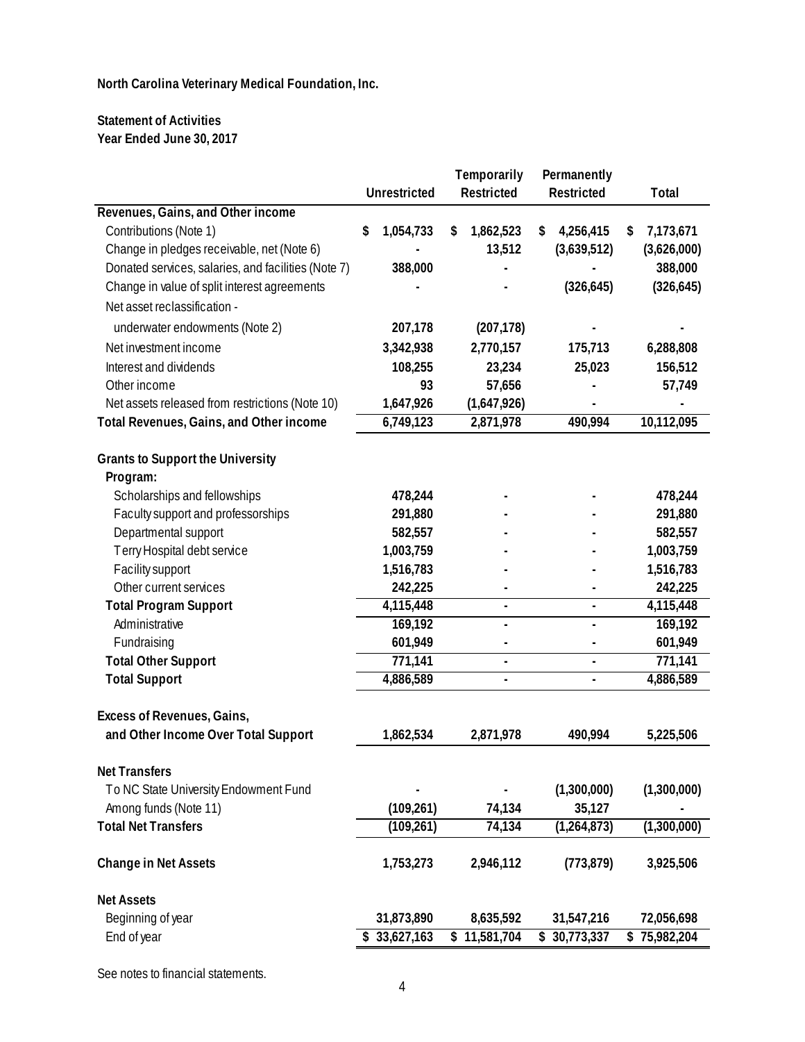**North Carolina Veterinary Medical Foundation, Inc.**

**Statement of Activities**
**Year Ended June 30, 2017**

| | Unrestricted | Temporarily Restricted | Permanently Restricted | Total |
|---|---|---|---|---|
| **Revenues, Gains, and Other income** | | | | |
| Contributions (Note 1) | $ 1,054,733 | $ 1,862,523 | $ 4,256,415 | $ 7,173,671 |
| Change in pledges receivable, net (Note 6) | - | 13,512 | (3,639,512) | (3,626,000) |
| Donated services, salaries, and facilities (Note 7) | 388,000 | - | - | 388,000 |
| Change in value of split interest agreements | - | - | (326,645) | (326,645) |
| Net asset reclassification - | | | | |
| underwater endowments (Note 2) | 207,178 | (207,178) | - | - |
| Net investment income | 3,342,938 | 2,770,157 | 175,713 | 6,288,808 |
| Interest and dividends | 108,255 | 23,234 | 25,023 | 156,512 |
| Other income | 93 | 57,656 | - | 57,749 |
| Net assets released from restrictions (Note 10) | 1,647,926 | (1,647,926) | - | - |
| **Total Revenues, Gains, and Other income** | 6,749,123 | 2,871,978 | 490,994 | 10,112,095 |
| | | | | |
| **Grants to Support the University** | | | | |
| **Program:** | | | | |
| Scholarships and fellowships | 478,244 | - | - | 478,244 |
| Faculty support and professorships | 291,880 | - | - | 291,880 |
| Departmental support | 582,557 | - | - | 582,557 |
| Terry Hospital debt service | 1,003,759 | - | - | 1,003,759 |
| Facility support | 1,516,783 | - | - | 1,516,783 |
| Other current services | 242,225 | - | - | 242,225 |
| **Total Program Support** | 4,115,448 | - | - | 4,115,448 |
| Administrative | 169,192 | - | - | 169,192 |
| Fundraising | 601,949 | - | - | 601,949 |
| **Total Other Support** | 771,141 | - | - | 771,141 |
| **Total Support** | 4,886,589 | - | - | 4,886,589 |
| | | | | |
| **Excess of Revenues, Gains, and Other Income Over Total Support** | 1,862,534 | 2,871,978 | 490,994 | 5,225,506 |
| | | | | |
| **Net Transfers** | | | | |
| To NC State University Endowment Fund | - | - | (1,300,000) | (1,300,000) |
| Among funds (Note 11) | (109,261) | 74,134 | 35,127 | - |
| **Total Net Transfers** | (109,261) | 74,134 | (1,264,873) | (1,300,000) |
| | | | | |
| **Change in Net Assets** | 1,753,273 | 2,946,112 | (773,879) | 3,925,506 |
| | | | | |
| **Net Assets** | | | | |
| Beginning of year | 31,873,890 | 8,635,592 | 31,547,216 | 72,056,698 |
| End of year | $ 33,627,163 | $ 11,581,704 | $ 30,773,337 | $ 75,982,204 |

See notes to financial statements.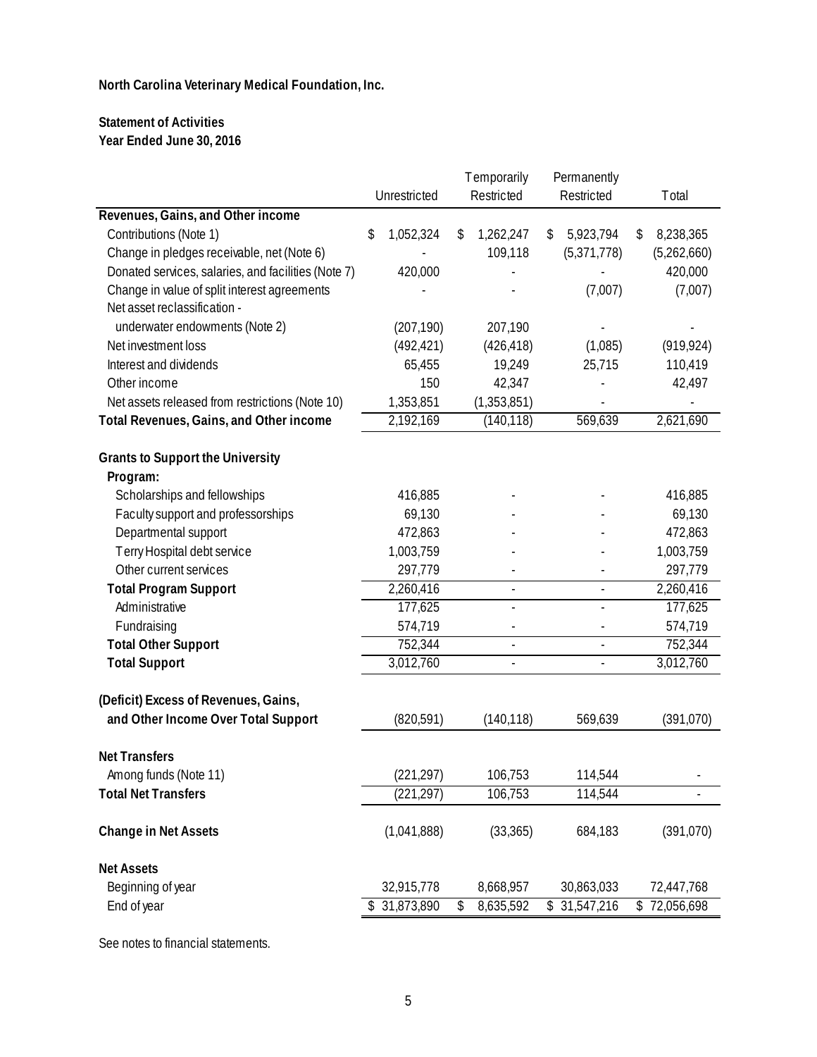**North Carolina Veterinary Medical Foundation, Inc.**

**Statement of Activities**
**Year Ended June 30, 2016**

| | Unrestricted | Temporarily Restricted | Permanently Restricted | Total |
|---|---|---|---|---|
| **Revenues, Gains, and Other income** | | | | |
| Contributions (Note 1) | $ 1,052,324 | $ 1,262,247 | $ 5,923,794 | $ 8,238,365 |
| Change in pledges receivable, net (Note 6) | - | 109,118 | (5,371,778) | (5,262,660) |
| Donated services, salaries, and facilities (Note 7) | 420,000 | - | - | 420,000 |
| Change in value of split interest agreements | - | - | (7,007) | (7,007) |
| Net asset reclassification - underwater endowments (Note 2) | (207,190) | 207,190 | - | - |
| Net investment loss | (492,421) | (426,418) | (1,085) | (919,924) |
| Interest and dividends | 65,455 | 19,249 | 25,715 | 110,419 |
| Other income | 150 | 42,347 | - | 42,497 |
| Net assets released from restrictions (Note 10) | 1,353,851 | (1,353,851) | - | - |
| **Total Revenues, Gains, and Other income** | 2,192,169 | (140,118) | 569,639 | 2,621,690 |
| | | | | |
| **Grants to Support the University** | | | | |
| **Program:** | | | | |
| Scholarships and fellowships | 416,885 | - | - | 416,885 |
| Faculty support and professorships | 69,130 | - | - | 69,130 |
| Departmental support | 472,863 | - | - | 472,863 |
| Terry Hospital debt service | 1,003,759 | - | - | 1,003,759 |
| Other current services | 297,779 | - | - | 297,779 |
| **Total Program Support** | 2,260,416 | - | - | 2,260,416 |
| Administrative | 177,625 | - | - | 177,625 |
| Fundraising | 574,719 | - | - | 574,719 |
| **Total Other Support** | 752,344 | - | - | 752,344 |
| **Total Support** | 3,012,760 | - | - | 3,012,760 |
| | | | | |
| **(Deficit) Excess of Revenues, Gains, and Other Income Over Total Support** | (820,591) | (140,118) | 569,639 | (391,070) |
| | | | | |
| **Net Transfers** | | | | |
| Among funds (Note 11) | (221,297) | 106,753 | 114,544 | - |
| **Total Net Transfers** | (221,297) | 106,753 | 114,544 | - |
| | | | | |
| **Change in Net Assets** | (1,041,888) | (33,365) | 684,183 | (391,070) |
| | | | | |
| **Net Assets** | | | | |
| Beginning of year | 32,915,778 | 8,668,957 | 30,863,033 | 72,447,768 |
| End of year | $ 31,873,890 | $ 8,635,592 | $ 31,547,216 | $ 72,056,698 |

See notes to financial statements.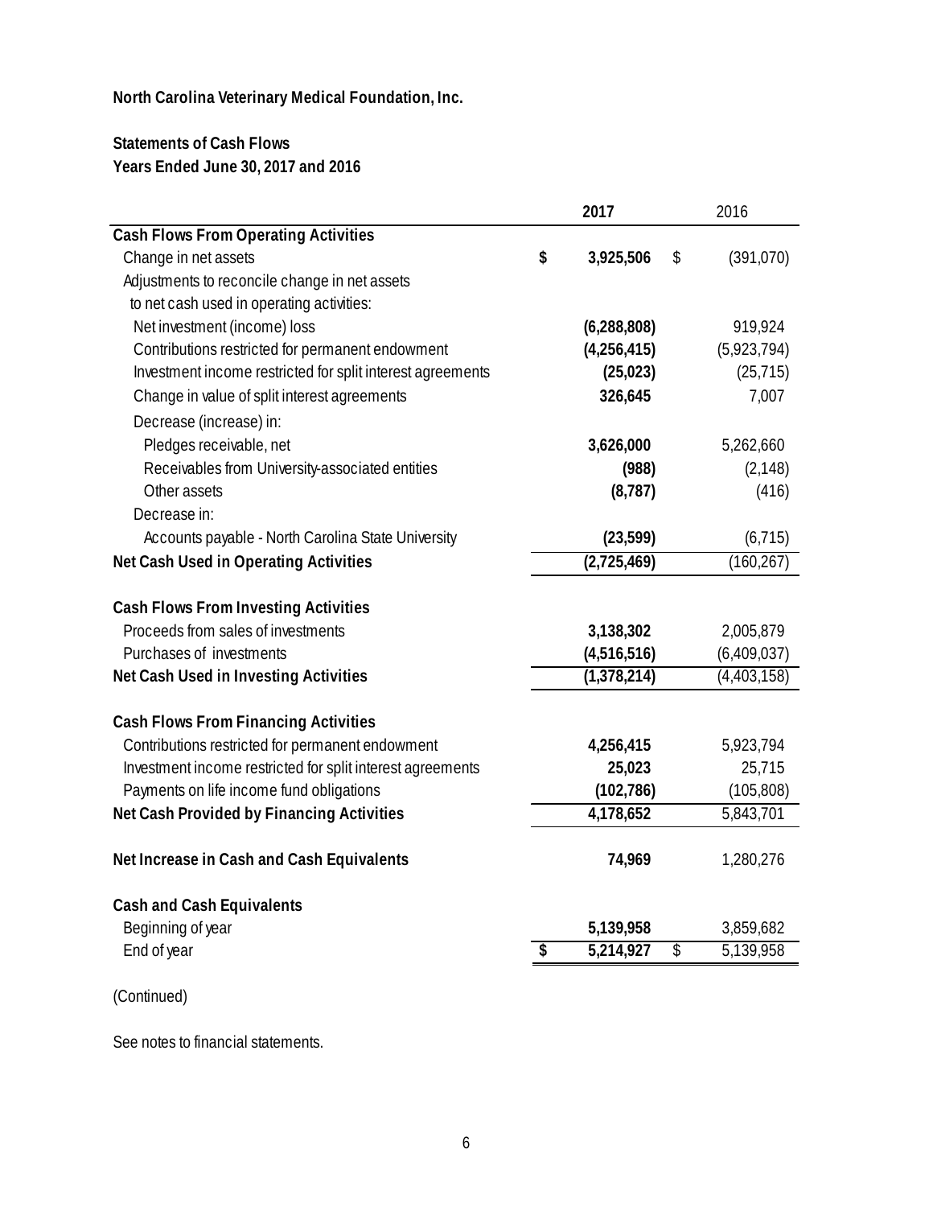**North Carolina Veterinary Medical Foundation, Inc.**

**Statements of Cash Flows**
**Years Ended June 30, 2017 and 2016**

| | 2017 | 2016 |
|---|---|---|
| **Cash Flows From Operating Activities** | | |
| Change in net assets | $ 3,925,506 | $ (391,070) |
| Adjustments to reconcile change in net assets to net cash used in operating activities: | | |
| Net investment (income) loss | (6,288,808) | 919,924 |
| Contributions restricted for permanent endowment | (4,256,415) | (5,923,794) |
| Investment income restricted for split interest agreements | (25,023) | (25,715) |
| Change in value of split interest agreements | 326,645 | 7,007 |
| Decrease (increase) in: | | |
| Pledges receivable, net | 3,626,000 | 5,262,660 |
| Receivables from University-associated entities | (988) | (2,148) |
| Other assets | (8,787) | (416) |
| Decrease in: | | |
| Accounts payable - North Carolina State University | (23,599) | (6,715) |
| **Net Cash Used in Operating Activities** | (2,725,469) | (160,267) |
| **Cash Flows From Investing Activities** | | |
| Proceeds from sales of investments | 3,138,302 | 2,005,879 |
| Purchases of investments | (4,516,516) | (6,409,037) |
| **Net Cash Used in Investing Activities** | (1,378,214) | (4,403,158) |
| **Cash Flows From Financing Activities** | | |
| Contributions restricted for permanent endowment | 4,256,415 | 5,923,794 |
| Investment income restricted for split interest agreements | 25,023 | 25,715 |
| Payments on life income fund obligations | (102,786) | (105,808) |
| **Net Cash Provided by Financing Activities** | 4,178,652 | 5,843,701 |
| **Net Increase in Cash and Cash Equivalents** | 74,969 | 1,280,276 |
| **Cash and Cash Equivalents** | | |
| Beginning of year | 5,139,958 | 3,859,682 |
| End of year | $ 5,214,927 | $ 5,139,958 |

(Continued)

See notes to financial statements.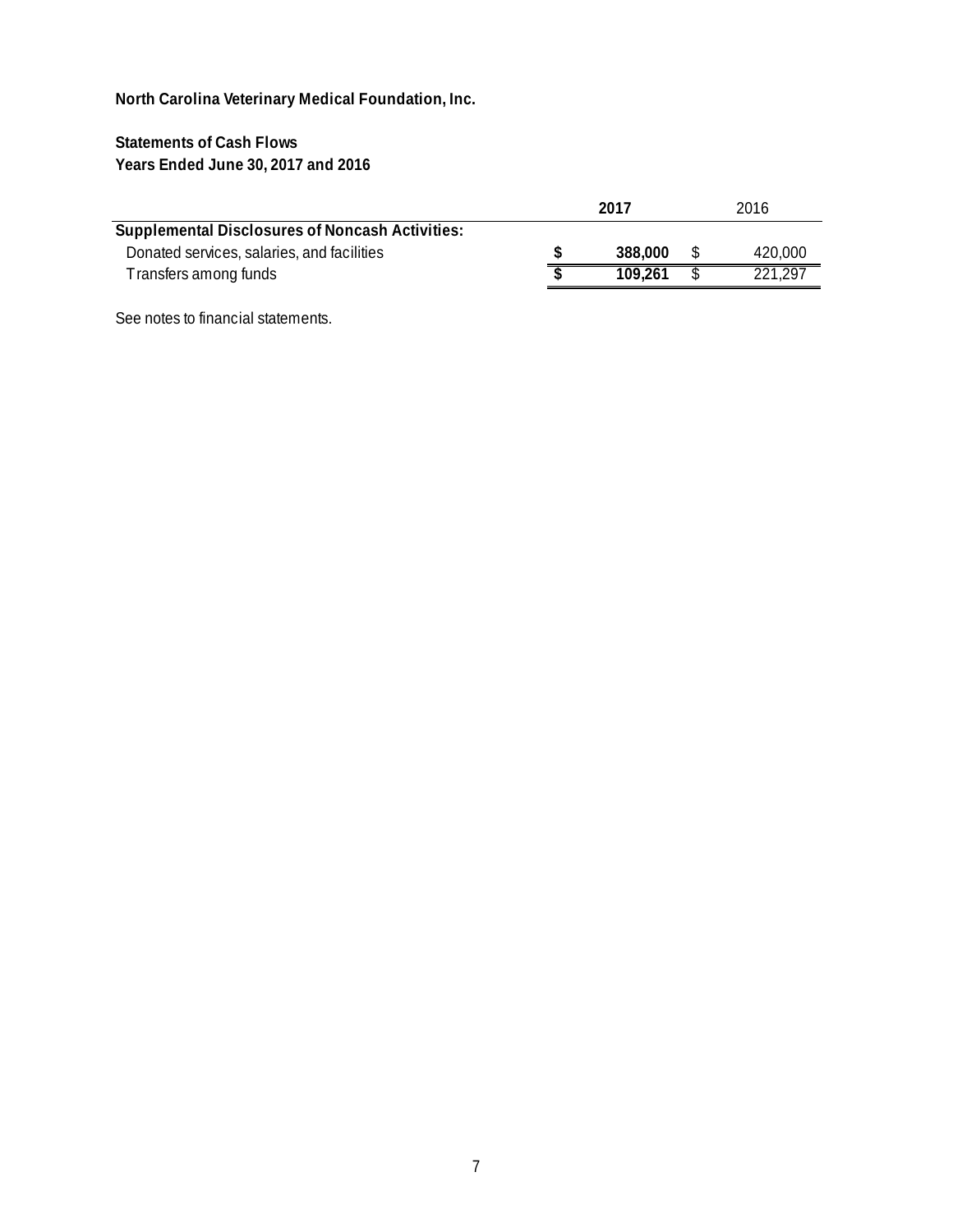**North Carolina Veterinary Medical Foundation, Inc.**

**Statements of Cash Flows**
**Years Ended June 30, 2017 and 2016**

| | **2017** | 2016 |
|---|---|---|
| **Supplemental Disclosures of Noncash Activities:** | | |
| Donated services, salaries, and facilities | **$ 388,000** | $ 420,000 |
| Transfers among funds | **$ 109,261** | $ 221,297 |

See notes to financial statements.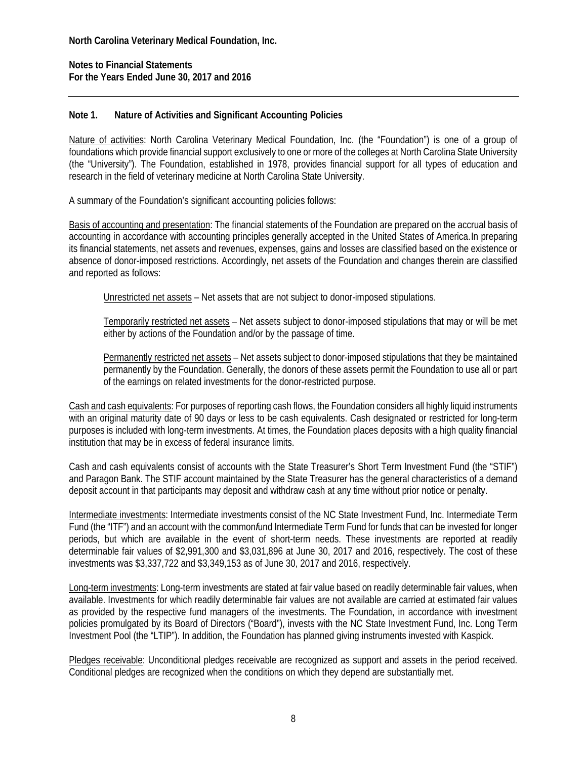**North Carolina Veterinary Medical Foundation, Inc.**

**Notes to Financial Statements**
**For the Years Ended June 30, 2017 and 2016**

## Note 1. Nature of Activities and Significant Accounting Policies

Nature of activities: North Carolina Veterinary Medical Foundation, Inc. (the "Foundation") is one of a group of foundations which provide financial support exclusively to one or more of the colleges at North Carolina State University (the "University"). The Foundation, established in 1978, provides financial support for all types of education and research in the field of veterinary medicine at North Carolina State University.

A summary of the Foundation's significant accounting policies follows:

Basis of accounting and presentation: The financial statements of the Foundation are prepared on the accrual basis of accounting in accordance with accounting principles generally accepted in the United States of America. In preparing its financial statements, net assets and revenues, expenses, gains and losses are classified based on the existence or absence of donor-imposed restrictions. Accordingly, net assets of the Foundation and changes therein are classified and reported as follows:

> Unrestricted net assets – Net assets that are not subject to donor-imposed stipulations.
>
> Temporarily restricted net assets – Net assets subject to donor-imposed stipulations that may or will be met either by actions of the Foundation and/or by the passage of time.
>
> Permanently restricted net assets – Net assets subject to donor-imposed stipulations that they be maintained permanently by the Foundation. Generally, the donors of these assets permit the Foundation to use all or part of the earnings on related investments for the donor-restricted purpose.

Cash and cash equivalents: For purposes of reporting cash flows, the Foundation considers all highly liquid instruments with an original maturity date of 90 days or less to be cash equivalents. Cash designated or restricted for long-term purposes is included with long-term investments. At times, the Foundation places deposits with a high quality financial institution that may be in excess of federal insurance limits.

Cash and cash equivalents consist of accounts with the State Treasurer's Short Term Investment Fund (the "STIF") and Paragon Bank. The STIF account maintained by the State Treasurer has the general characteristics of a demand deposit account in that participants may deposit and withdraw cash at any time without prior notice or penalty.

Intermediate investments: Intermediate investments consist of the NC State Investment Fund, Inc. Intermediate Term Fund (the "ITF") and an account with the commonfund Intermediate Term Fund for funds that can be invested for longer periods, but which are available in the event of short-term needs. These investments are reported at readily determinable fair values of $2,991,300 and $3,031,896 at June 30, 2017 and 2016, respectively. The cost of these investments was $3,337,722 and $3,349,153 as of June 30, 2017 and 2016, respectively.

Long-term investments: Long-term investments are stated at fair value based on readily determinable fair values, when available. Investments for which readily determinable fair values are not available are carried at estimated fair values as provided by the respective fund managers of the investments. The Foundation, in accordance with investment policies promulgated by its Board of Directors ("Board"), invests with the NC State Investment Fund, Inc. Long Term Investment Pool (the "LTIP"). In addition, the Foundation has planned giving instruments invested with Kaspick.

Pledges receivable: Unconditional pledges receivable are recognized as support and assets in the period received. Conditional pledges are recognized when the conditions on which they depend are substantially met.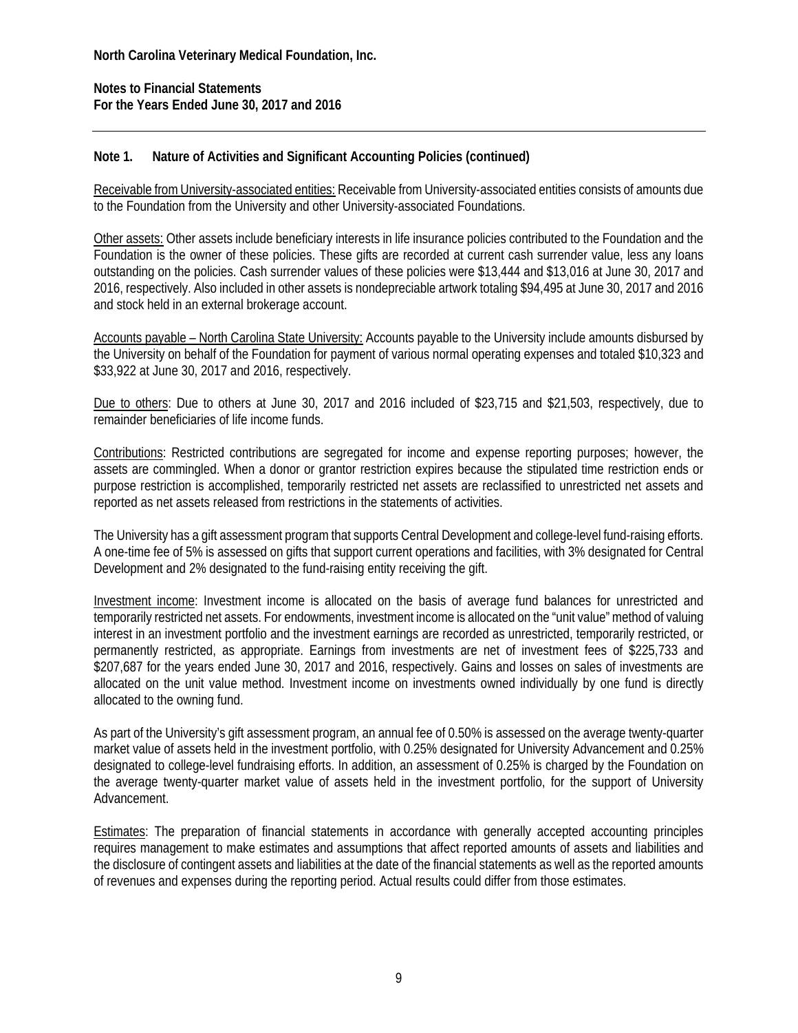**North Carolina Veterinary Medical Foundation, Inc.**

**Notes to Financial Statements**
**For the Years Ended June 30, 2017 and 2016**

**Note 1. Nature of Activities and Significant Accounting Policies (continued)**

Receivable from University-associated entities: Receivable from University-associated entities consists of amounts due to the Foundation from the University and other University-associated Foundations.

Other assets: Other assets include beneficiary interests in life insurance policies contributed to the Foundation and the Foundation is the owner of these policies. These gifts are recorded at current cash surrender value, less any loans outstanding on the policies. Cash surrender values of these policies were $13,444 and $13,016 at June 30, 2017 and 2016, respectively. Also included in other assets is nondepreciable artwork totaling $94,495 at June 30, 2017 and 2016 and stock held in an external brokerage account.

Accounts payable – North Carolina State University: Accounts payable to the University include amounts disbursed by the University on behalf of the Foundation for payment of various normal operating expenses and totaled $10,323 and $33,922 at June 30, 2017 and 2016, respectively.

Due to others: Due to others at June 30, 2017 and 2016 included of $23,715 and $21,503, respectively, due to remainder beneficiaries of life income funds.

Contributions: Restricted contributions are segregated for income and expense reporting purposes; however, the assets are commingled. When a donor or grantor restriction expires because the stipulated time restriction ends or purpose restriction is accomplished, temporarily restricted net assets are reclassified to unrestricted net assets and reported as net assets released from restrictions in the statements of activities.

The University has a gift assessment program that supports Central Development and college-level fund-raising efforts. A one-time fee of 5% is assessed on gifts that support current operations and facilities, with 3% designated for Central Development and 2% designated to the fund-raising entity receiving the gift.

Investment income: Investment income is allocated on the basis of average fund balances for unrestricted and temporarily restricted net assets. For endowments, investment income is allocated on the "unit value" method of valuing interest in an investment portfolio and the investment earnings are recorded as unrestricted, temporarily restricted, or permanently restricted, as appropriate. Earnings from investments are net of investment fees of $225,733 and $207,687 for the years ended June 30, 2017 and 2016, respectively. Gains and losses on sales of investments are allocated on the unit value method. Investment income on investments owned individually by one fund is directly allocated to the owning fund.

As part of the University's gift assessment program, an annual fee of 0.50% is assessed on the average twenty-quarter market value of assets held in the investment portfolio, with 0.25% designated for University Advancement and 0.25% designated to college-level fundraising efforts. In addition, an assessment of 0.25% is charged by the Foundation on the average twenty-quarter market value of assets held in the investment portfolio, for the support of University Advancement.

Estimates: The preparation of financial statements in accordance with generally accepted accounting principles requires management to make estimates and assumptions that affect reported amounts of assets and liabilities and the disclosure of contingent assets and liabilities at the date of the financial statements as well as the reported amounts of revenues and expenses during the reporting period. Actual results could differ from those estimates.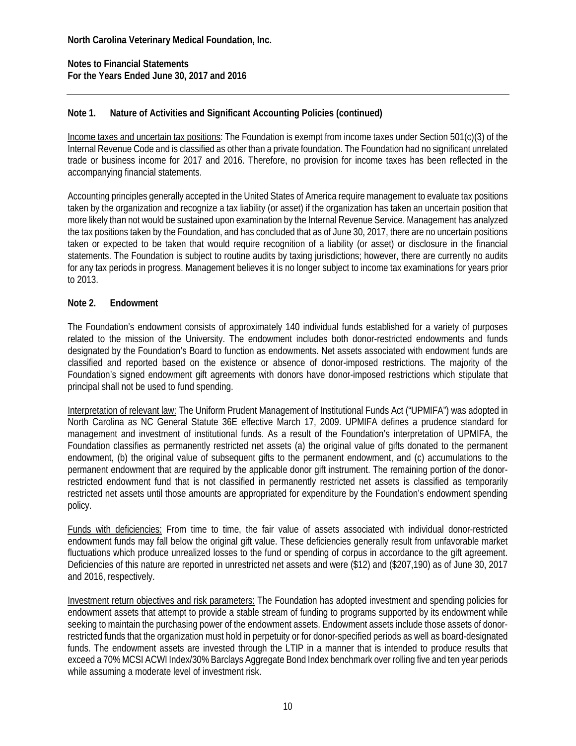**North Carolina Veterinary Medical Foundation, Inc.**

**Notes to Financial Statements**
**For the Years Ended June 30, 2017 and 2016**

---

### Note 1. Nature of Activities and Significant Accounting Policies (continued)

Income taxes and uncertain tax positions: The Foundation is exempt from income taxes under Section 501(c)(3) of the Internal Revenue Code and is classified as other than a private foundation. The Foundation had no significant unrelated trade or business income for 2017 and 2016. Therefore, no provision for income taxes has been reflected in the accompanying financial statements.

Accounting principles generally accepted in the United States of America require management to evaluate tax positions taken by the organization and recognize a tax liability (or asset) if the organization has taken an uncertain position that more likely than not would be sustained upon examination by the Internal Revenue Service. Management has analyzed the tax positions taken by the Foundation, and has concluded that as of June 30, 2017, there are no uncertain positions taken or expected to be taken that would require recognition of a liability (or asset) or disclosure in the financial statements. The Foundation is subject to routine audits by taxing jurisdictions; however, there are currently no audits for any tax periods in progress. Management believes it is no longer subject to income tax examinations for years prior to 2013.

### Note 2. Endowment

The Foundation's endowment consists of approximately 140 individual funds established for a variety of purposes related to the mission of the University. The endowment includes both donor-restricted endowments and funds designated by the Foundation's Board to function as endowments. Net assets associated with endowment funds are classified and reported based on the existence or absence of donor-imposed restrictions. The majority of the Foundation's signed endowment gift agreements with donors have donor-imposed restrictions which stipulate that principal shall not be used to fund spending.

Interpretation of relevant law: The Uniform Prudent Management of Institutional Funds Act ("UPMIFA") was adopted in North Carolina as NC General Statute 36E effective March 17, 2009. UPMIFA defines a prudence standard for management and investment of institutional funds. As a result of the Foundation's interpretation of UPMIFA, the Foundation classifies as permanently restricted net assets (a) the original value of gifts donated to the permanent endowment, (b) the original value of subsequent gifts to the permanent endowment, and (c) accumulations to the permanent endowment that are required by the applicable donor gift instrument. The remaining portion of the donor-restricted endowment fund that is not classified in permanently restricted net assets is classified as temporarily restricted net assets until those amounts are appropriated for expenditure by the Foundation's endowment spending policy.

Funds with deficiencies: From time to time, the fair value of assets associated with individual donor-restricted endowment funds may fall below the original gift value. These deficiencies generally result from unfavorable market fluctuations which produce unrealized losses to the fund or spending of corpus in accordance to the gift agreement. Deficiencies of this nature are reported in unrestricted net assets and were ($12) and ($207,190) as of June 30, 2017 and 2016, respectively.

Investment return objectives and risk parameters: The Foundation has adopted investment and spending policies for endowment assets that attempt to provide a stable stream of funding to programs supported by its endowment while seeking to maintain the purchasing power of the endowment assets. Endowment assets include those assets of donor-restricted funds that the organization must hold in perpetuity or for donor-specified periods as well as board-designated funds. The endowment assets are invested through the LTIP in a manner that is intended to produce results that exceed a 70% MCSI ACWI Index/30% Barclays Aggregate Bond Index benchmark over rolling five and ten year periods while assuming a moderate level of investment risk.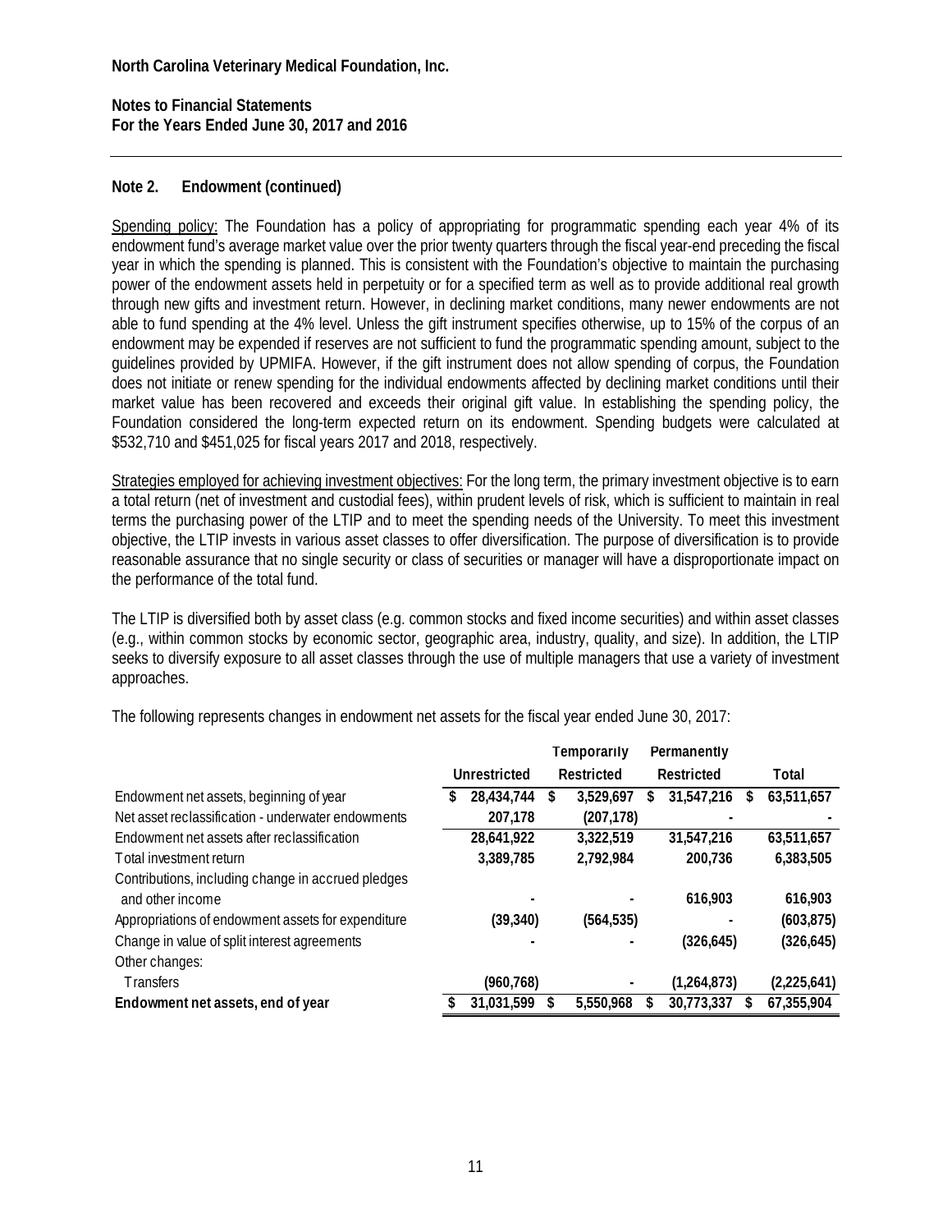North Carolina Veterinary Medical Foundation, Inc.

Notes to Financial Statements
For the Years Ended June 30, 2017 and 2016

## Note 2. Endowment (continued)

Spending policy: The Foundation has a policy of appropriating for programmatic spending each year 4% of its endowment fund's average market value over the prior twenty quarters through the fiscal year-end preceding the fiscal year in which the spending is planned. This is consistent with the Foundation's objective to maintain the purchasing power of the endowment assets held in perpetuity or for a specified term as well as to provide additional real growth through new gifts and investment return. However, in declining market conditions, many newer endowments are not able to fund spending at the 4% level. Unless the gift instrument specifies otherwise, up to 15% of the corpus of an endowment may be expended if reserves are not sufficient to fund the programmatic spending amount, subject to the guidelines provided by UPMIFA. However, if the gift instrument does not allow spending of corpus, the Foundation does not initiate or renew spending for the individual endowments affected by declining market conditions until their market value has been recovered and exceeds their original gift value. In establishing the spending policy, the Foundation considered the long-term expected return on its endowment. Spending budgets were calculated at $532,710 and $451,025 for fiscal years 2017 and 2018, respectively.

Strategies employed for achieving investment objectives: For the long term, the primary investment objective is to earn a total return (net of investment and custodial fees), within prudent levels of risk, which is sufficient to maintain in real terms the purchasing power of the LTIP and to meet the spending needs of the University. To meet this investment objective, the LTIP invests in various asset classes to offer diversification. The purpose of diversification is to provide reasonable assurance that no single security or class of securities or manager will have a disproportionate impact on the performance of the total fund.

The LTIP is diversified both by asset class (e.g. common stocks and fixed income securities) and within asset classes (e.g., within common stocks by economic sector, geographic area, industry, quality, and size). In addition, the LTIP seeks to diversify exposure to all asset classes through the use of multiple managers that use a variety of investment approaches.

The following represents changes in endowment net assets for the fiscal year ended June 30, 2017:

| | Unrestricted | Temporarily Restricted | Permanently Restricted | Total |
|---|---|---|---|---|
| Endowment net assets, beginning of year | $ 28,434,744 | $ 3,529,697 | $ 31,547,216 | $ 63,511,657 |
| Net asset reclassification - underwater endowments | 207,178 | (207,178) | - | - |
| Endowment net assets after reclassification | 28,641,922 | 3,322,519 | 31,547,216 | 63,511,657 |
| Total investment return | 3,389,785 | 2,792,984 | 200,736 | 6,383,505 |
| Contributions, including change in accrued pledges and other income | - | - | 616,903 | 616,903 |
| Appropriations of endowment assets for expenditure | (39,340) | (564,535) | - | (603,875) |
| Change in value of split interest agreements | - | - | (326,645) | (326,645) |
| Other changes: | | | | |
| Transfers | (960,768) | - | (1,264,873) | (2,225,641) |
| **Endowment net assets, end of year** | $ 31,031,599 | $ 5,550,968 | $ 30,773,337 | $ 67,355,904 |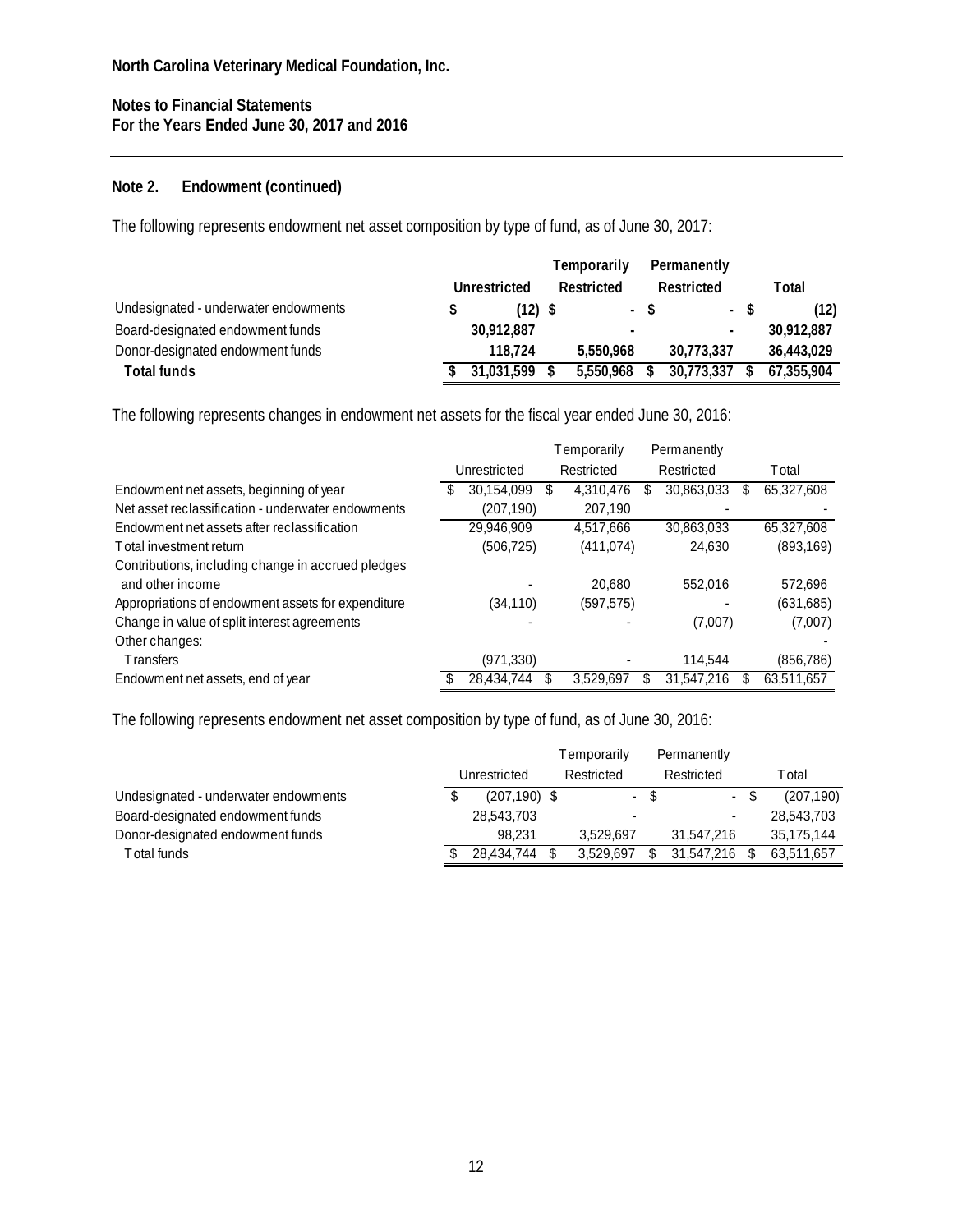**North Carolina Veterinary Medical Foundation, Inc.**

**Notes to Financial Statements**
**For the Years Ended June 30, 2017 and 2016**

## Note 2. Endowment (continued)

The following represents endowment net asset composition by type of fund, as of June 30, 2017:

| | Unrestricted | Temporarily Restricted | Permanently Restricted | Total |
|---|---|---|---|---|
| Undesignated - underwater endowments | $ (12) | $ - | $ - | $ (12) |
| Board-designated endowment funds | 30,912,887 | - | - | 30,912,887 |
| Donor-designated endowment funds | 118,724 | 5,550,968 | 30,773,337 | 36,443,029 |
| **Total funds** | **$ 31,031,599** | **$ 5,550,968** | **$ 30,773,337** | **$ 67,355,904** |

The following represents changes in endowment net assets for the fiscal year ended June 30, 2016:

| | Unrestricted | Temporarily Restricted | Permanently Restricted | Total |
|---|---|---|---|---|
| Endowment net assets, beginning of year | $ 30,154,099 | $ 4,310,476 | $ 30,863,033 | $ 65,327,608 |
| Net asset reclassification - underwater endowments | (207,190) | 207,190 | - | - |
| Endowment net assets after reclassification | 29,946,909 | 4,517,666 | 30,863,033 | 65,327,608 |
| Total investment return | (506,725) | (411,074) | 24,630 | (893,169) |
| Contributions, including change in accrued pledges and other income | - | 20,680 | 552,016 | 572,696 |
| Appropriations of endowment assets for expenditure | (34,110) | (597,575) | - | (631,685) |
| Change in value of split interest agreements | - | - | (7,007) | (7,007) |
| Other changes: | | | | - |
| Transfers | (971,330) | - | 114,544 | (856,786) |
| Endowment net assets, end of year | $ 28,434,744 | $ 3,529,697 | $ 31,547,216 | $ 63,511,657 |

The following represents endowment net asset composition by type of fund, as of June 30, 2016:

| | Unrestricted | Temporarily Restricted | Permanently Restricted | Total |
|---|---|---|---|---|
| Undesignated - underwater endowments | $ (207,190) | $ - | $ - | $ (207,190) |
| Board-designated endowment funds | 28,543,703 | - | - | 28,543,703 |
| Donor-designated endowment funds | 98,231 | 3,529,697 | 31,547,216 | 35,175,144 |
| Total funds | $ 28,434,744 | $ 3,529,697 | $ 31,547,216 | $ 63,511,657 |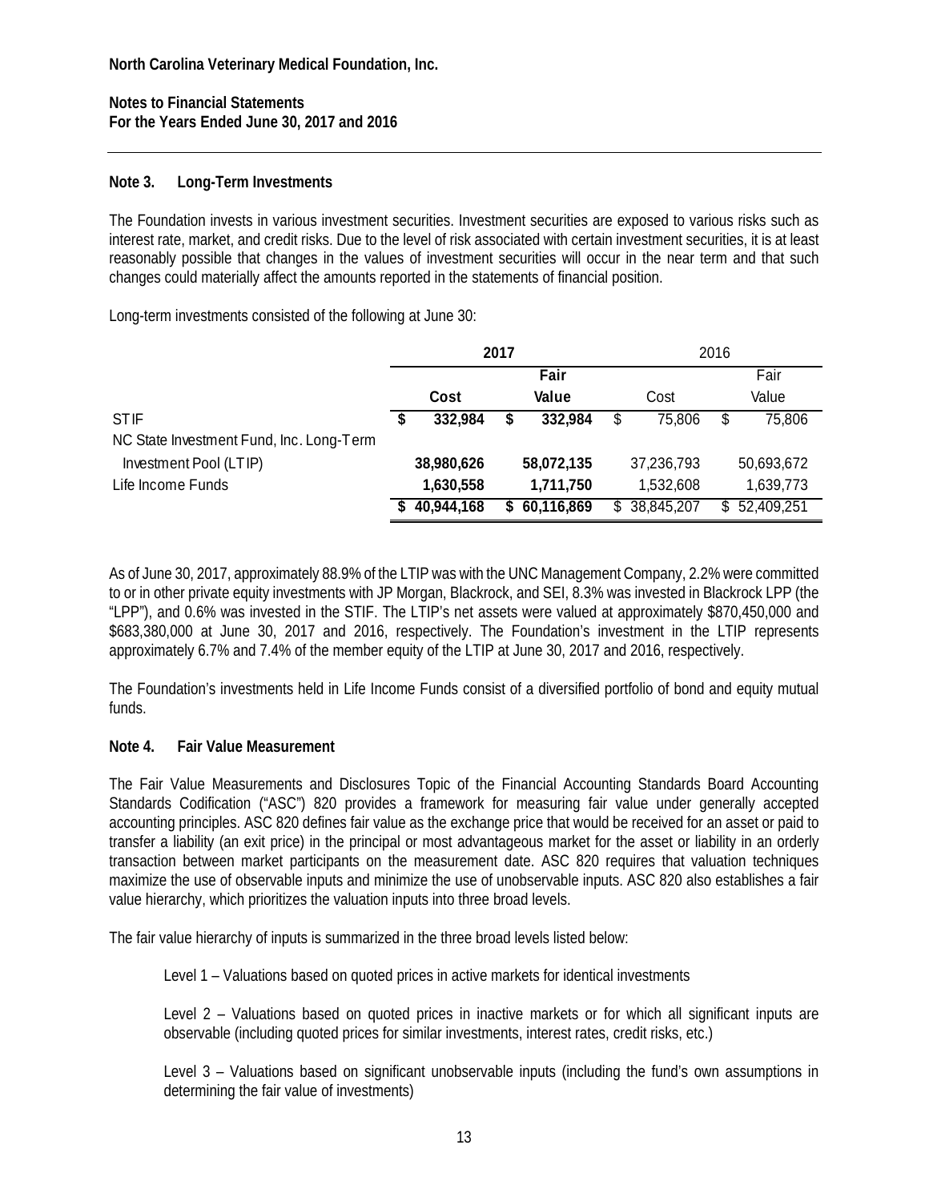North Carolina Veterinary Medical Foundation, Inc.

Notes to Financial Statements
For the Years Ended June 30, 2017 and 2016

## Note 3. Long-Term Investments

The Foundation invests in various investment securities. Investment securities are exposed to various risks such as interest rate, market, and credit risks. Due to the level of risk associated with certain investment securities, it is at least reasonably possible that changes in the values of investment securities will occur in the near term and that such changes could materially affect the amounts reported in the statements of financial position.

Long-term investments consisted of the following at June 30:

| | 2017 | | 2016 | |
|---|---|---|---|---|
| | Cost | Fair Value | Cost | Fair Value |
| STIF | $ 332,984 | $ 332,984 | $ 75,806 | $ 75,806 |
| NC State Investment Fund, Inc. Long-Term Investment Pool (LTIP) | 38,980,626 | 58,072,135 | 37,236,793 | 50,693,672 |
| Life Income Funds | 1,630,558 | 1,711,750 | 1,532,608 | 1,639,773 |
| | $ 40,944,168 | $ 60,116,869 | $ 38,845,207 | $ 52,409,251 |

As of June 30, 2017, approximately 88.9% of the LTIP was with the UNC Management Company, 2.2% were committed to or in other private equity investments with JP Morgan, Blackrock, and SEI, 8.3% was invested in Blackrock LPP (the "LPP"), and 0.6% was invested in the STIF. The LTIP's net assets were valued at approximately $870,450,000 and $683,380,000 at June 30, 2017 and 2016, respectively. The Foundation's investment in the LTIP represents approximately 6.7% and 7.4% of the member equity of the LTIP at June 30, 2017 and 2016, respectively.

The Foundation's investments held in Life Income Funds consist of a diversified portfolio of bond and equity mutual funds.

## Note 4. Fair Value Measurement

The Fair Value Measurements and Disclosures Topic of the Financial Accounting Standards Board Accounting Standards Codification ("ASC") 820 provides a framework for measuring fair value under generally accepted accounting principles. ASC 820 defines fair value as the exchange price that would be received for an asset or paid to transfer a liability (an exit price) in the principal or most advantageous market for the asset or liability in an orderly transaction between market participants on the measurement date. ASC 820 requires that valuation techniques maximize the use of observable inputs and minimize the use of unobservable inputs. ASC 820 also establishes a fair value hierarchy, which prioritizes the valuation inputs into three broad levels.

The fair value hierarchy of inputs is summarized in the three broad levels listed below:

Level 1 – Valuations based on quoted prices in active markets for identical investments

Level 2 – Valuations based on quoted prices in inactive markets or for which all significant inputs are observable (including quoted prices for similar investments, interest rates, credit risks, etc.)

Level 3 – Valuations based on significant unobservable inputs (including the fund's own assumptions in determining the fair value of investments)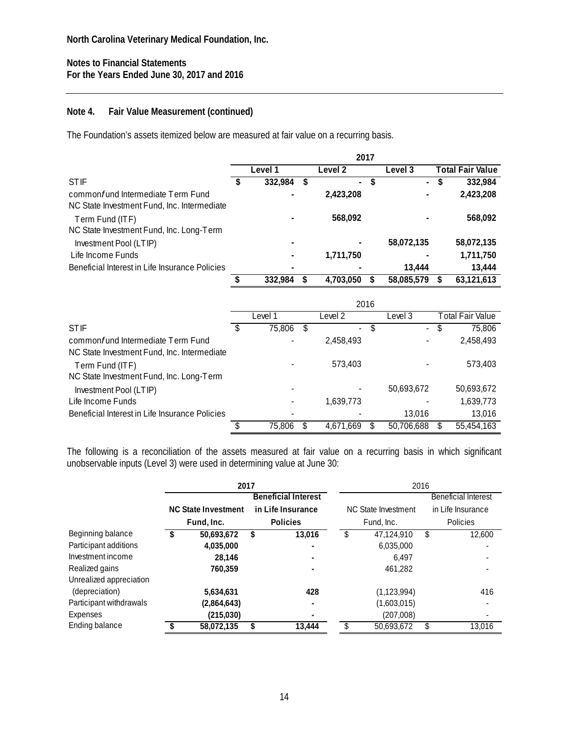**North Carolina Veterinary Medical Foundation, Inc.**

**Notes to Financial Statements**
**For the Years Ended June 30, 2017 and 2016**

## Note 4. Fair Value Measurement (continued)

The Foundation's assets itemized below are measured at fair value on a recurring basis.

| | 2017 | | | |
|---|---|---|---|---|
| | **Level 1** | **Level 2** | **Level 3** | **Total Fair Value** |
| STIF | **$ 332,984** | **$ -** | **$ -** | **$ 332,984** |
| commonfund Intermediate Term Fund | **-** | **2,423,208** | **-** | **2,423,208** |
| NC State Investment Fund, Inc. Intermediate Term Fund (ITF) | **-** | **568,092** | **-** | **568,092** |
| NC State Investment Fund, Inc. Long-Term Investment Pool (LTIP) | **-** | **-** | **58,072,135** | **58,072,135** |
| Life Income Funds | **-** | **1,711,750** | **-** | **1,711,750** |
| Beneficial Interest in Life Insurance Policies | **-** | **-** | **13,444** | **13,444** |
| | **$ 332,984** | **$ 4,703,050** | **$ 58,085,579** | **$ 63,121,613** |

| | 2016 | | | |
|---|---|---|---|---|
| | Level 1 | Level 2 | Level 3 | Total Fair Value |
| STIF | $ 75,806 | $ - | $ - | $ 75,806 |
| commonfund Intermediate Term Fund | - | 2,458,493 | - | 2,458,493 |
| NC State Investment Fund, Inc. Intermediate Term Fund (ITF) | - | 573,403 | - | 573,403 |
| NC State Investment Fund, Inc. Long-Term Investment Pool (LTIP) | - | - | 50,693,672 | 50,693,672 |
| Life Income Funds | - | 1,639,773 | - | 1,639,773 |
| Beneficial Interest in Life Insurance Policies | - | - | 13,016 | 13,016 |
| | $ 75,806 | $ 4,671,669 | $ 50,706,688 | $ 55,454,163 |

The following is a reconciliation of the assets measured at fair value on a recurring basis in which significant unobservable inputs (Level 3) were used in determining value at June 30:

| | **2017** | | 2016 | |
|---|---|---|---|---|
| | **NC State Investment Fund, Inc.** | **Beneficial Interest in Life Insurance Policies** | NC State Investment Fund, Inc. | Beneficial Interest in Life Insurance Policies |
| Beginning balance | **$ 50,693,672** | **$ 13,016** | $ 47,124,910 | $ 12,600 |
| Participant additions | **4,035,000** | **-** | 6,035,000 | - |
| Investment income | **28,146** | **-** | 6,497 | - |
| Realized gains | **760,359** | **-** | 461,282 | - |
| Unrealized appreciation (depreciation) | **5,634,631** | **428** | (1,123,994) | 416 |
| Participant withdrawals | **(2,864,643)** | **-** | (1,603,015) | - |
| Expenses | **(215,030)** | **-** | (207,008) | - |
| Ending balance | **$ 58,072,135** | **$ 13,444** | $ 50,693,672 | $ 13,016 |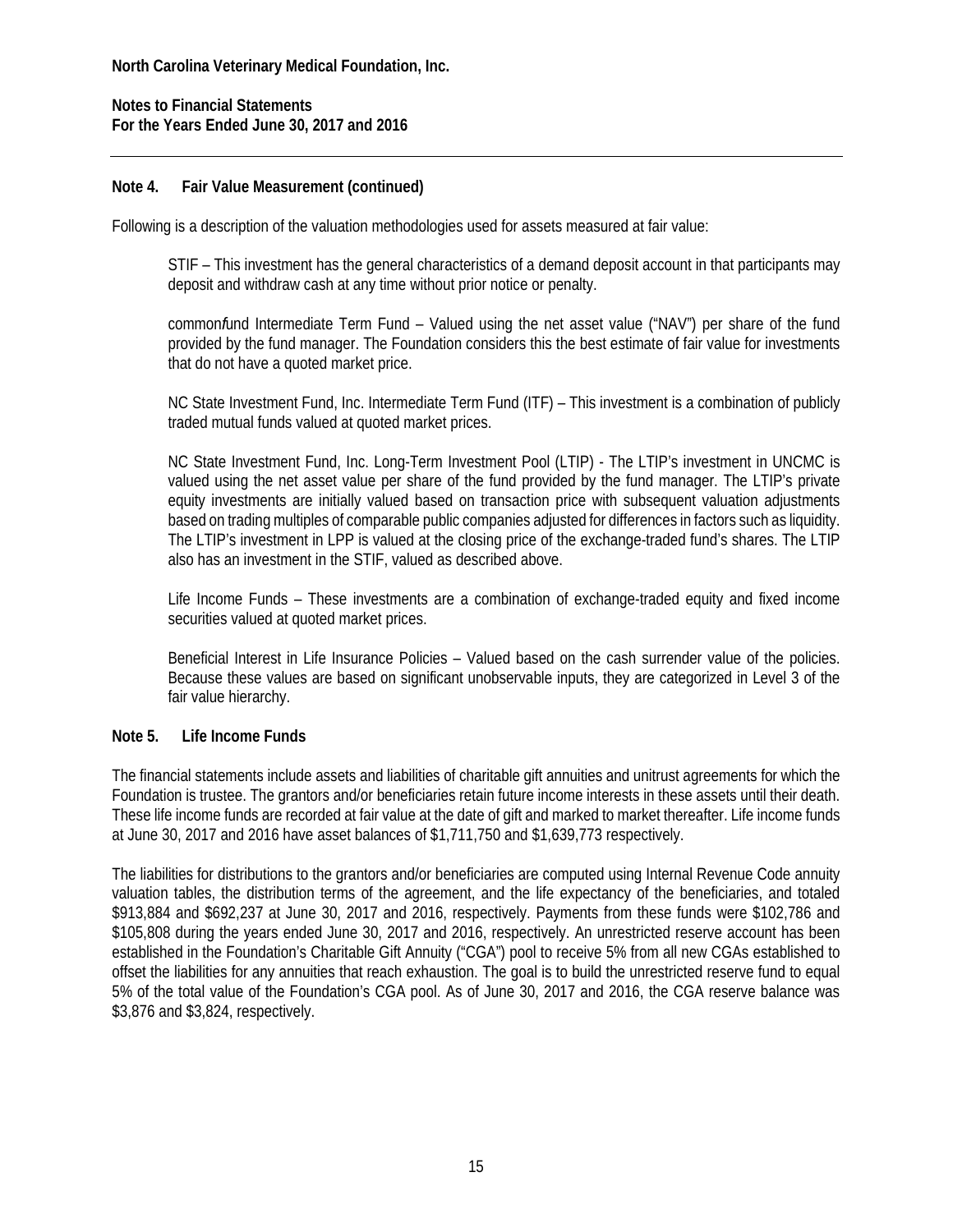## Note 4. Fair Value Measurement (continued)

Following is a description of the valuation methodologies used for assets measured at fair value:

STIF – This investment has the general characteristics of a demand deposit account in that participants may deposit and withdraw cash at any time without prior notice or penalty.

common*f*und Intermediate Term Fund – Valued using the net asset value ("NAV") per share of the fund provided by the fund manager. The Foundation considers this the best estimate of fair value for investments that do not have a quoted market price.

NC State Investment Fund, Inc. Intermediate Term Fund (ITF) – This investment is a combination of publicly traded mutual funds valued at quoted market prices.

NC State Investment Fund, Inc. Long-Term Investment Pool (LTIP) - The LTIP's investment in UNCMC is valued using the net asset value per share of the fund provided by the fund manager. The LTIP's private equity investments are initially valued based on transaction price with subsequent valuation adjustments based on trading multiples of comparable public companies adjusted for differences in factors such as liquidity. The LTIP's investment in LPP is valued at the closing price of the exchange-traded fund's shares. The LTIP also has an investment in the STIF, valued as described above.

Life Income Funds – These investments are a combination of exchange-traded equity and fixed income securities valued at quoted market prices.

Beneficial Interest in Life Insurance Policies – Valued based on the cash surrender value of the policies. Because these values are based on significant unobservable inputs, they are categorized in Level 3 of the fair value hierarchy.

## Note 5. Life Income Funds

The financial statements include assets and liabilities of charitable gift annuities and unitrust agreements for which the Foundation is trustee. The grantors and/or beneficiaries retain future income interests in these assets until their death. These life income funds are recorded at fair value at the date of gift and marked to market thereafter. Life income funds at June 30, 2017 and 2016 have asset balances of $1,711,750 and $1,639,773 respectively.

The liabilities for distributions to the grantors and/or beneficiaries are computed using Internal Revenue Code annuity valuation tables, the distribution terms of the agreement, and the life expectancy of the beneficiaries, and totaled $913,884 and $692,237 at June 30, 2017 and 2016, respectively. Payments from these funds were $102,786 and $105,808 during the years ended June 30, 2017 and 2016, respectively. An unrestricted reserve account has been established in the Foundation's Charitable Gift Annuity ("CGA") pool to receive 5% from all new CGAs established to offset the liabilities for any annuities that reach exhaustion. The goal is to build the unrestricted reserve fund to equal 5% of the total value of the Foundation's CGA pool. As of June 30, 2017 and 2016, the CGA reserve balance was $3,876 and $3,824, respectively.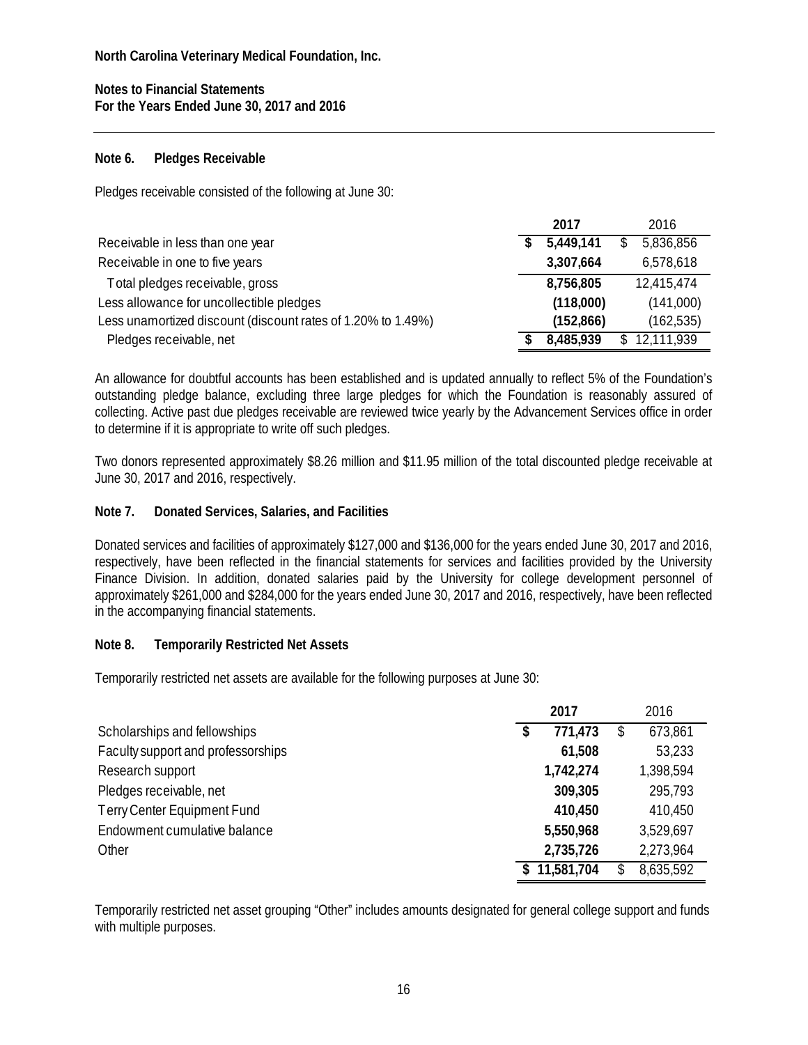**North Carolina Veterinary Medical Foundation, Inc.**

**Notes to Financial Statements**
**For the Years Ended June 30, 2017 and 2016**

## Note 6. Pledges Receivable

Pledges receivable consisted of the following at June 30:

| | 2017 | 2016 |
|---|---|---|
| Receivable in less than one year | $ 5,449,141 | $ 5,836,856 |
| Receivable in one to five years | 3,307,664 | 6,578,618 |
| Total pledges receivable, gross | 8,756,805 | 12,415,474 |
| Less allowance for uncollectible pledges | (118,000) | (141,000) |
| Less unamortized discount (discount rates of 1.20% to 1.49%) | (152,866) | (162,535) |
| Pledges receivable, net | $ 8,485,939 | $ 12,111,939 |

An allowance for doubtful accounts has been established and is updated annually to reflect 5% of the Foundation's outstanding pledge balance, excluding three large pledges for which the Foundation is reasonably assured of collecting. Active past due pledges receivable are reviewed twice yearly by the Advancement Services office in order to determine if it is appropriate to write off such pledges.

Two donors represented approximately $8.26 million and $11.95 million of the total discounted pledge receivable at June 30, 2017 and 2016, respectively.

## Note 7. Donated Services, Salaries, and Facilities

Donated services and facilities of approximately $127,000 and $136,000 for the years ended June 30, 2017 and 2016, respectively, have been reflected in the financial statements for services and facilities provided by the University Finance Division. In addition, donated salaries paid by the University for college development personnel of approximately $261,000 and $284,000 for the years ended June 30, 2017 and 2016, respectively, have been reflected in the accompanying financial statements.

## Note 8. Temporarily Restricted Net Assets

Temporarily restricted net assets are available for the following purposes at June 30:

| | 2017 | 2016 |
|---|---|---|
| Scholarships and fellowships | $ 771,473 | $ 673,861 |
| Faculty support and professorships | 61,508 | 53,233 |
| Research support | 1,742,274 | 1,398,594 |
| Pledges receivable, net | 309,305 | 295,793 |
| Terry Center Equipment Fund | 410,450 | 410,450 |
| Endowment cumulative balance | 5,550,968 | 3,529,697 |
| Other | 2,735,726 | 2,273,964 |
| | $ 11,581,704 | $ 8,635,592 |

Temporarily restricted net asset grouping "Other" includes amounts designated for general college support and funds with multiple purposes.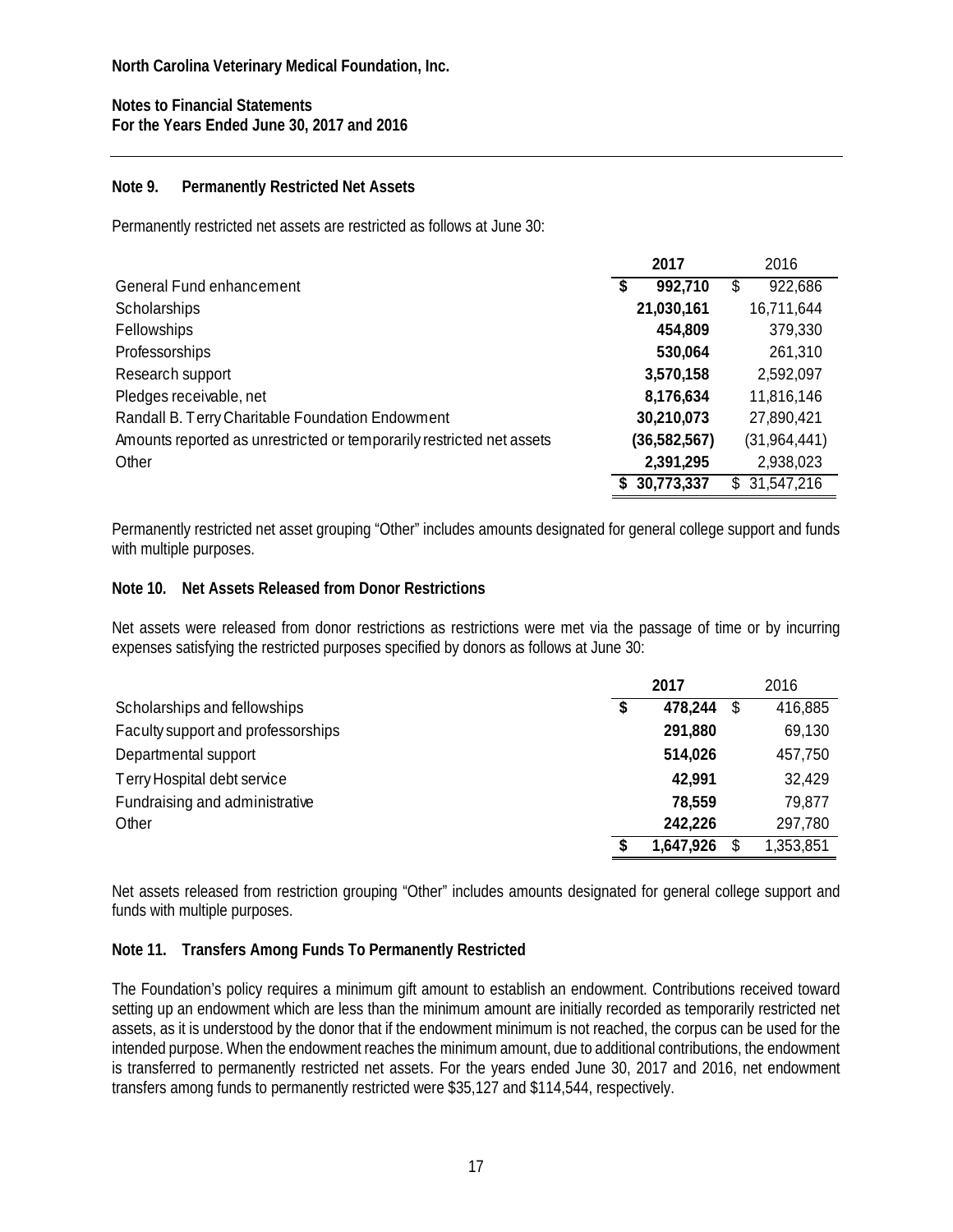**North Carolina Veterinary Medical Foundation, Inc.**

**Notes to Financial Statements**
**For the Years Ended June 30, 2017 and 2016**

## Note 9. Permanently Restricted Net Assets

Permanently restricted net assets are restricted as follows at June 30:

| | **2017** | 2016 |
|---|---|---|
| General Fund enhancement | **$ 992,710** | $ 922,686 |
| Scholarships | **21,030,161** | 16,711,644 |
| Fellowships | **454,809** | 379,330 |
| Professorships | **530,064** | 261,310 |
| Research support | **3,570,158** | 2,592,097 |
| Pledges receivable, net | **8,176,634** | 11,816,146 |
| Randall B. Terry Charitable Foundation Endowment | **30,210,073** | 27,890,421 |
| Amounts reported as unrestricted or temporarily restricted net assets | **(36,582,567)** | (31,964,441) |
| Other | **2,391,295** | 2,938,023 |
| | **$ 30,773,337** | $ 31,547,216 |

Permanently restricted net asset grouping "Other" includes amounts designated for general college support and funds with multiple purposes.

## Note 10. Net Assets Released from Donor Restrictions

Net assets were released from donor restrictions as restrictions were met via the passage of time or by incurring expenses satisfying the restricted purposes specified by donors as follows at June 30:

| | **2017** | 2016 |
|---|---|---|
| Scholarships and fellowships | **$ 478,244** | $ 416,885 |
| Faculty support and professorships | **291,880** | 69,130 |
| Departmental support | **514,026** | 457,750 |
| Terry Hospital debt service | **42,991** | 32,429 |
| Fundraising and administrative | **78,559** | 79,877 |
| Other | **242,226** | 297,780 |
| | **$ 1,647,926** | $ 1,353,851 |

Net assets released from restriction grouping "Other" includes amounts designated for general college support and funds with multiple purposes.

## Note 11. Transfers Among Funds To Permanently Restricted

The Foundation's policy requires a minimum gift amount to establish an endowment. Contributions received toward setting up an endowment which are less than the minimum amount are initially recorded as temporarily restricted net assets, as it is understood by the donor that if the endowment minimum is not reached, the corpus can be used for the intended purpose. When the endowment reaches the minimum amount, due to additional contributions, the endowment is transferred to permanently restricted net assets. For the years ended June 30, 2017 and 2016, net endowment transfers among funds to permanently restricted were $35,127 and $114,544, respectively.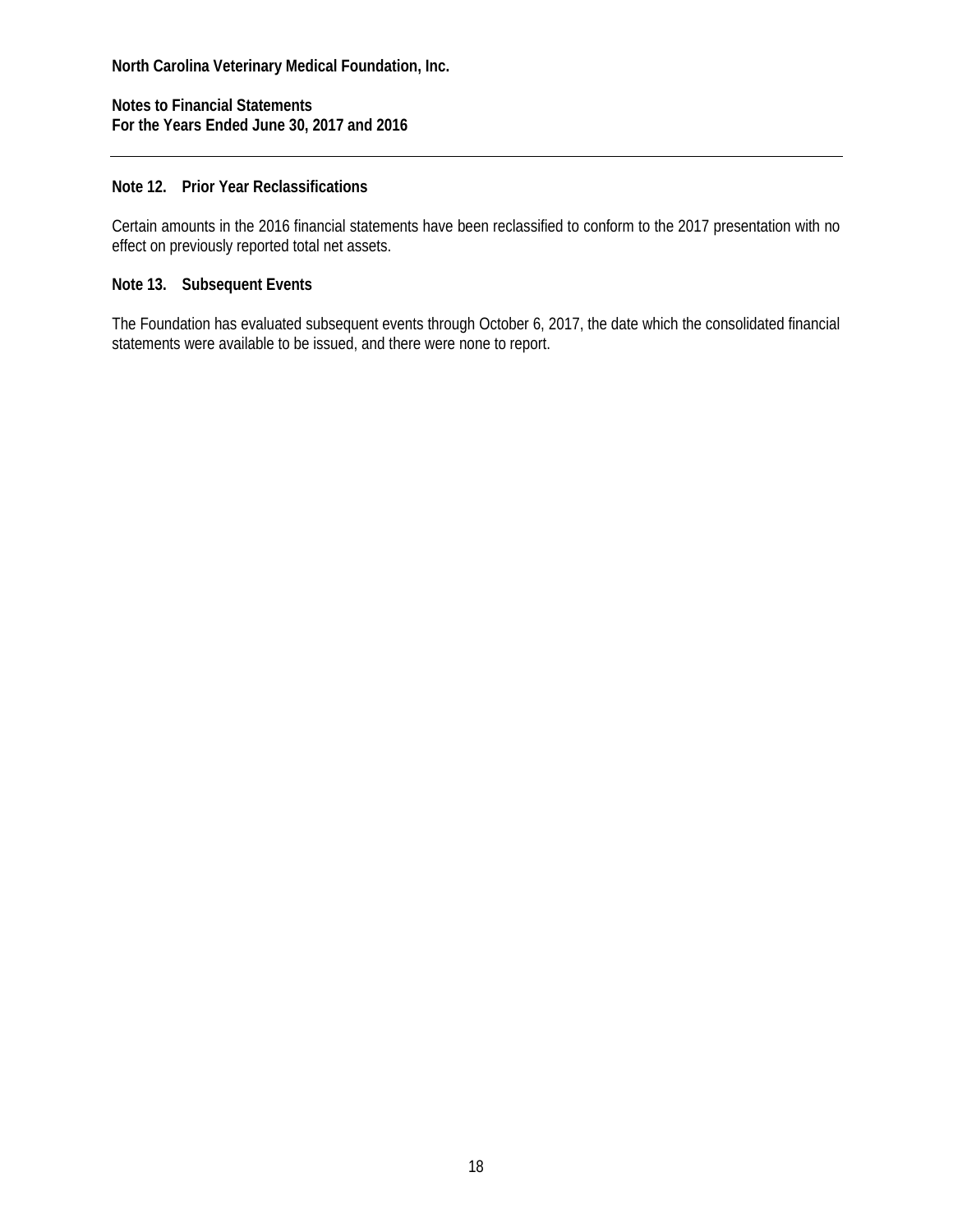## Note 12. Prior Year Reclassifications

Certain amounts in the 2016 financial statements have been reclassified to conform to the 2017 presentation with no effect on previously reported total net assets.

## Note 13. Subsequent Events

The Foundation has evaluated subsequent events through October 6, 2017, the date which the consolidated financial statements were available to be issued, and there were none to report.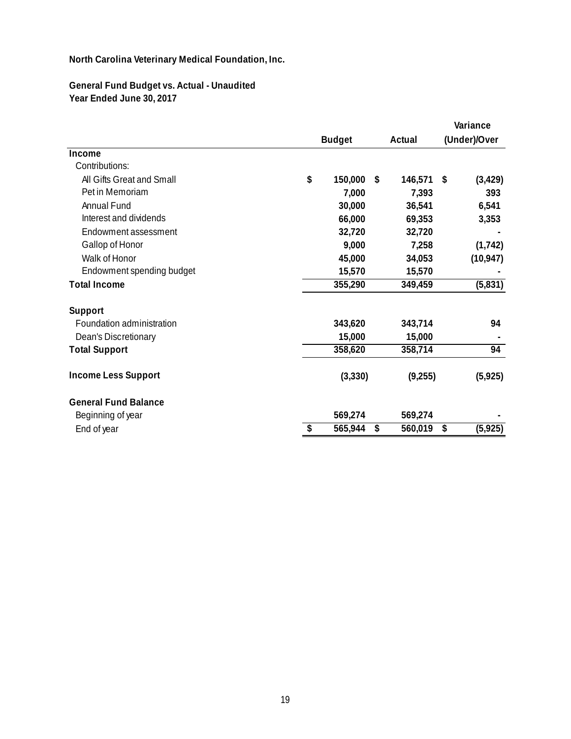**North Carolina Veterinary Medical Foundation, Inc.**

**General Fund Budget vs. Actual - Unaudited**
**Year Ended June 30, 2017**

| | Budget | Actual | Variance (Under)/Over |
|---|---|---|---|
| **Income** | | | |
| Contributions: | | | |
| All Gifts Great and Small | $ 150,000 | $ 146,571 | $ (3,429) |
| Pet in Memoriam | 7,000 | 7,393 | 393 |
| Annual Fund | 30,000 | 36,541 | 6,541 |
| Interest and dividends | 66,000 | 69,353 | 3,353 |
| Endowment assessment | 32,720 | 32,720 | - |
| Gallop of Honor | 9,000 | 7,258 | (1,742) |
| Walk of Honor | 45,000 | 34,053 | (10,947) |
| Endowment spending budget | 15,570 | 15,570 | - |
| **Total Income** | 355,290 | 349,459 | (5,831) |
| **Support** | | | |
| Foundation administration | 343,620 | 343,714 | 94 |
| Dean's Discretionary | 15,000 | 15,000 | - |
| **Total Support** | 358,620 | 358,714 | 94 |
| **Income Less Support** | (3,330) | (9,255) | (5,925) |
| **General Fund Balance** | | | |
| Beginning of year | 569,274 | 569,274 | - |
| End of year | $ 565,944 | $ 560,019 | $ (5,925) |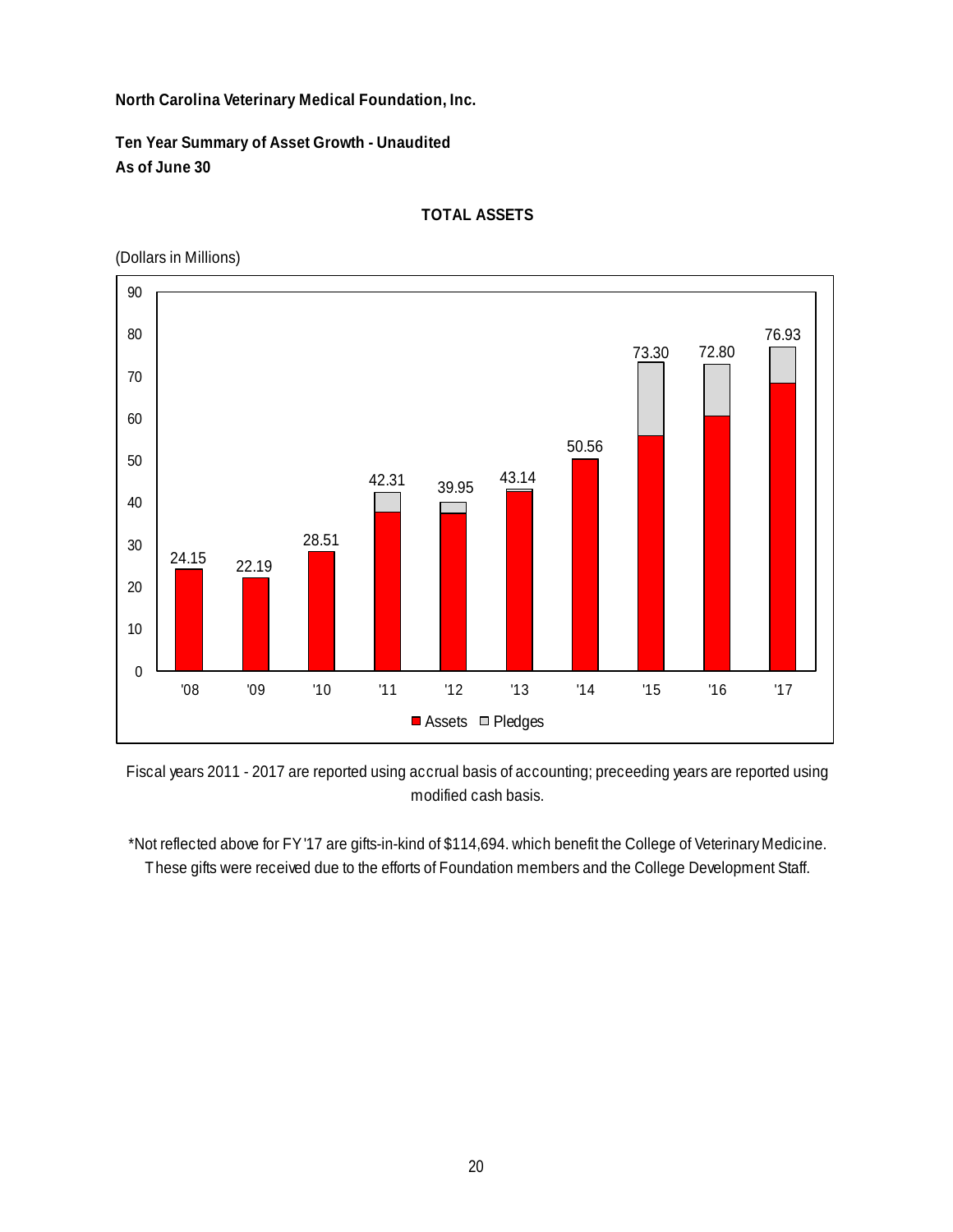**North Carolina Veterinary Medical Foundation, Inc.**

**Ten Year Summary of Asset Growth - Unaudited**
**As of June 30**

**TOTAL ASSETS**

(Dollars in Millions)

| Fiscal Year | Total (Assets + Pledges) |
|---|---|
| '08 | 24.15 |
| '09 | 22.19 |
| '10 | 28.51 |
| '11 | 42.31 |
| '12 | 39.95 |
| '13 | 43.14 |
| '14 | 50.56 |
| '15 | 73.30 |
| '16 | 72.80 |
| '17 | 76.93 |

■ Assets □ Pledges

Fiscal years 2011 - 2017 are reported using accrual basis of accounting; preceeding years are reported using modified cash basis.

*Not reflected above for FY'17 are gifts-in-kind of $114,694. which benefit the College of Veterinary Medicine. These gifts were received due to the efforts of Foundation members and the College Development Staff.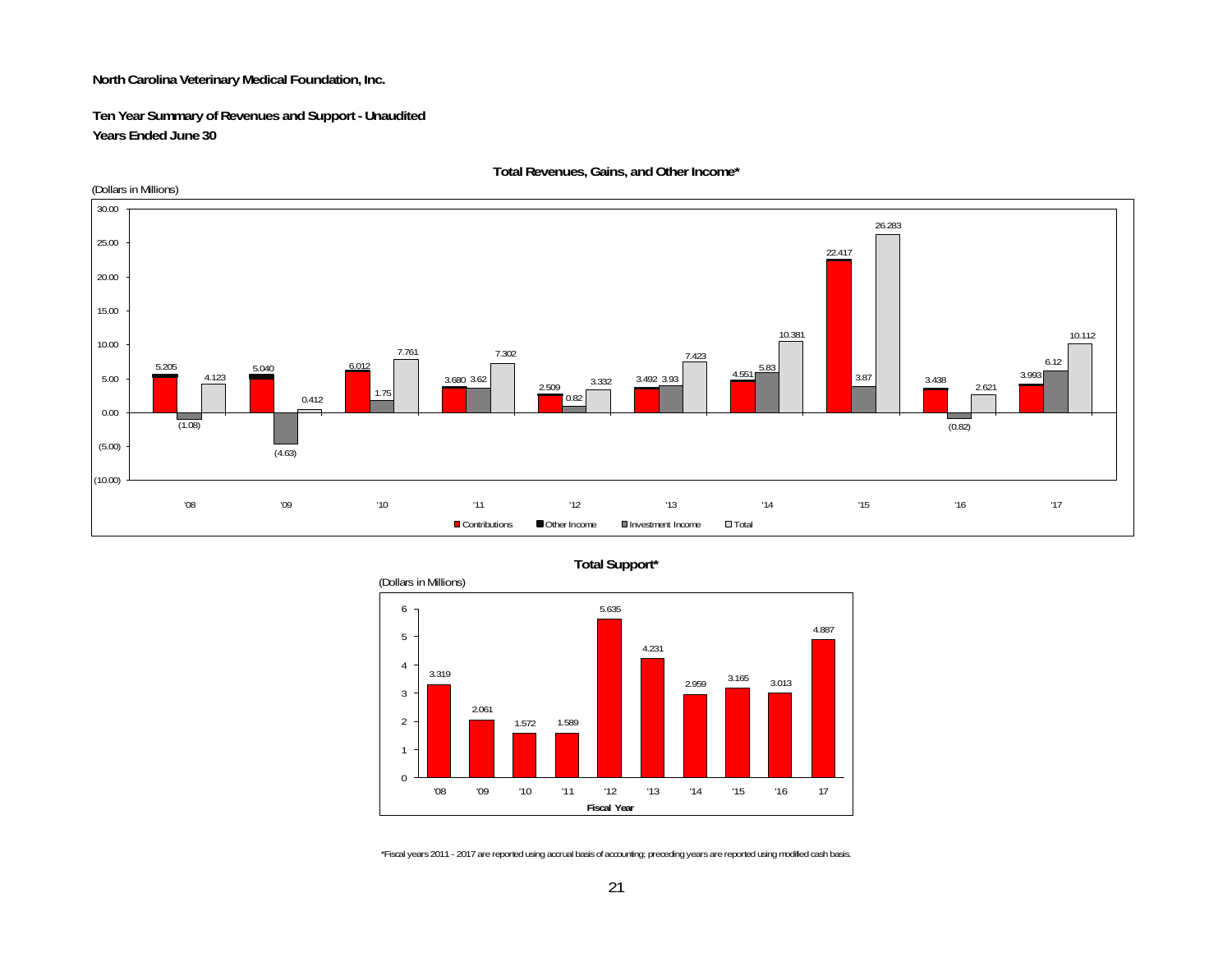**North Carolina Veterinary Medical Foundation, Inc.**

**Ten Year Summary of Revenues and Support - Unaudited**

**Years Ended June 30**

**Total Revenues, Gains, and Other Income***

(Dollars in Millions)

30.00
25.00
20.00
15.00
10.00
5.00
0.00
(5.00)
(10.00)

'08: 5.205, (1.08), 4.123
'09: 5.040, (4.63), 0.412
'10: 6.012, 1.75, 7.761
'11: 3.680, 3.62, 7.302
'12: 2.509, 0.82, 3.332
'13: 3.492, 3.93, 7.423
'14: 4.551, 5.83, 10.381
'15: 22.417, 3.87, 26.283
'16: 3.438, (0.82), 2.621
'17: 3.993, 6.12, 10.112

Contributions | Other Income | Investment Income | Total

**Total Support***

(Dollars in Millions)

6
5
4
3
2
1
0

'08: 3.319
'09: 2.061
'10: 1.572
'11: 1.589
'12: 5.635
'13: 4.231
'14: 2.959
'15: 3.165
'16: 3.013
17: 4.887

**Fiscal Year**

*Fiscal years 2011 - 2017 are reported using accrual basis of accounting; preceding years are reported using modified cash basis.